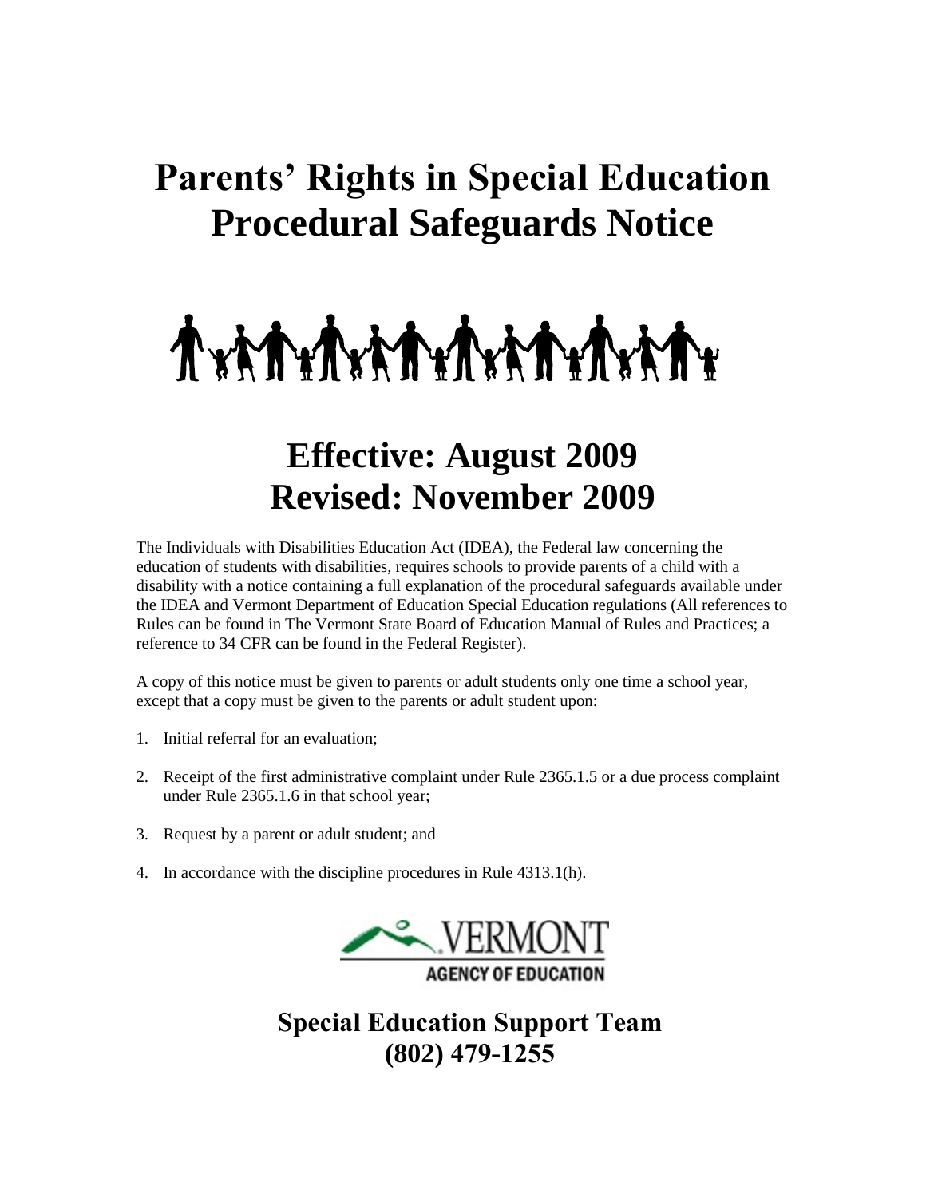# Parents' Rights in Special Education Procedural Safeguards Notice

## Effective: August 2009
## Revised: November 2009

The Individuals with Disabilities Education Act (IDEA), the Federal law concerning the education of students with disabilities, requires schools to provide parents of a child with a disability with a notice containing a full explanation of the procedural safeguards available under the IDEA and Vermont Department of Education Special Education regulations (All references to Rules can be found in The Vermont State Board of Education Manual of Rules and Practices; a reference to 34 CFR can be found in the Federal Register).

A copy of this notice must be given to parents or adult students only one time a school year, except that a copy must be given to the parents or adult student upon:

1. Initial referral for an evaluation;
2. Receipt of the first administrative complaint under Rule 2365.1.5 or a due process complaint under Rule 2365.1.6 in that school year;
3. Request by a parent or adult student; and
4. In accordance with the discipline procedures in Rule 4313.1(h).

VERMONT
AGENCY OF EDUCATION

**Special Education Support Team**
**(802) 479-1255**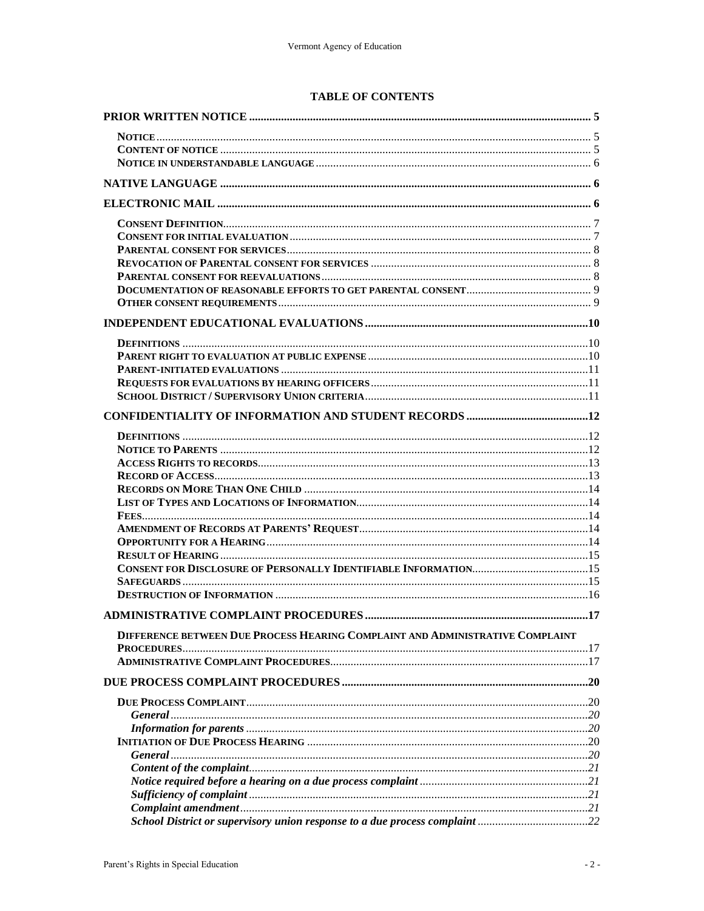## TABLE OF CONTENTS

**PRIOR WRITTEN NOTICE** .......... 5

- **NOTICE** .......... 5
- **CONTENT OF NOTICE** .......... 5
- **NOTICE IN UNDERSTANDABLE LANGUAGE** .......... 6

**NATIVE LANGUAGE** .......... 6

**ELECTRONIC MAIL** .......... 6

- **CONSENT DEFINITION** .......... 7
- **CONSENT FOR INITIAL EVALUATION** .......... 7
- **PARENTAL CONSENT FOR SERVICES** .......... 8
- **REVOCATION OF PARENTAL CONSENT FOR SERVICES** .......... 8
- **PARENTAL CONSENT FOR REEVALUATIONS** .......... 8
- **DOCUMENTATION OF REASONABLE EFFORTS TO GET PARENTAL CONSENT** .......... 9
- **OTHER CONSENT REQUIREMENTS** .......... 9

**INDEPENDENT EDUCATIONAL EVALUATIONS** .......... 10

- **DEFINITIONS** .......... 10
- **PARENT RIGHT TO EVALUATION AT PUBLIC EXPENSE** .......... 10
- **PARENT-INITIATED EVALUATIONS** .......... 11
- **REQUESTS FOR EVALUATIONS BY HEARING OFFICERS** .......... 11
- **SCHOOL DISTRICT / SUPERVISORY UNION CRITERIA** .......... 11

**CONFIDENTIALITY OF INFORMATION AND STUDENT RECORDS** .......... 12

- **DEFINITIONS** .......... 12
- **NOTICE TO PARENTS** .......... 12
- **ACCESS RIGHTS TO RECORDS** .......... 13
- **RECORD OF ACCESS** .......... 13
- **RECORDS ON MORE THAN ONE CHILD** .......... 14
- **LIST OF TYPES AND LOCATIONS OF INFORMATION** .......... 14
- **FEES** .......... 14
- **AMENDMENT OF RECORDS AT PARENTS' REQUEST** .......... 14
- **OPPORTUNITY FOR A HEARING** .......... 14
- **RESULT OF HEARING** .......... 15
- **CONSENT FOR DISCLOSURE OF PERSONALLY IDENTIFIABLE INFORMATION** .......... 15
- **SAFEGUARDS** .......... 15
- **DESTRUCTION OF INFORMATION** .......... 16

**ADMINISTRATIVE COMPLAINT PROCEDURES** .......... 17

- **DIFFERENCE BETWEEN DUE PROCESS HEARING COMPLAINT AND ADMINISTRATIVE COMPLAINT PROCEDURES** .......... 17
- **ADMINISTRATIVE COMPLAINT PROCEDURES** .......... 17

**DUE PROCESS COMPLAINT PROCEDURES** .......... 20

- **DUE PROCESS COMPLAINT** .......... 20
  - ***General*** .......... 20
  - ***Information for parents*** .......... 20
- **INITIATION OF DUE PROCESS HEARING** .......... 20
  - ***General*** .......... 20
  - ***Content of the complaint*** .......... 21
  - ***Notice required before a hearing on a due process complaint*** .......... 21
  - ***Sufficiency of complaint*** .......... 21
  - ***Complaint amendment*** .......... 21
  - ***School District or supervisory union response to a due process complaint*** .......... 22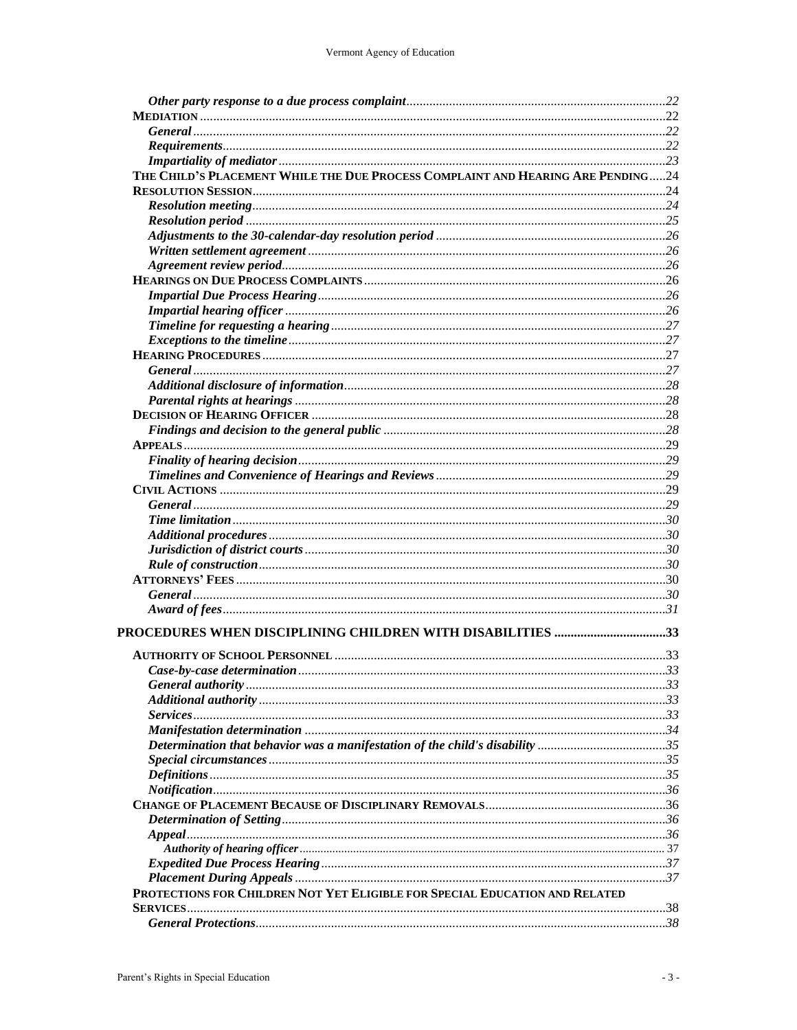*Other party response to a due process complaint* .......... 22

**Mediation** .......... 22

*General* .......... 22

*Requirements* .......... 22

*Impartiality of mediator* .......... 23

**The Child's Placement While the Due Process Complaint and Hearing Are Pending** .......... 24

**Resolution Session** .......... 24

*Resolution meeting* .......... 24

*Resolution period* .......... 25

*Adjustments to the 30-calendar-day resolution period* .......... 26

*Written settlement agreement* .......... 26

*Agreement review period* .......... 26

**Hearings on Due Process Complaints** .......... 26

*Impartial Due Process Hearing* .......... 26

*Impartial hearing officer* .......... 26

*Timeline for requesting a hearing* .......... 27

*Exceptions to the timeline* .......... 27

**Hearing Procedures** .......... 27

*General* .......... 27

*Additional disclosure of information* .......... 28

*Parental rights at hearings* .......... 28

**Decision of Hearing Officer** .......... 28

*Findings and decision to the general public* .......... 28

**Appeals** .......... 29

*Finality of hearing decision* .......... 29

*Timelines and Convenience of Hearings and Reviews* .......... 29

**Civil Actions** .......... 29

*General* .......... 29

*Time limitation* .......... 30

*Additional procedures* .......... 30

*Jurisdiction of district courts* .......... 30

*Rule of construction* .......... 30

**Attorneys' Fees** .......... 30

*General* .......... 30

*Award of fees* .......... 31

**PROCEDURES WHEN DISCIPLINING CHILDREN WITH DISABILITIES** .......... 33

**Authority of School Personnel** .......... 33

*Case-by-case determination* .......... 33

*General authority* .......... 33

*Additional authority* .......... 33

*Services* .......... 33

*Manifestation determination* .......... 34

*Determination that behavior was a manifestation of the child's disability* .......... 35

*Special circumstances* .......... 35

*Definitions* .......... 35

*Notification* .......... 36

**Change of Placement Because of Disciplinary Removals** .......... 36

*Determination of Setting* .......... 36

*Appeal* .......... 36

*Authority of hearing officer* .......... 37

*Expedited Due Process Hearing* .......... 37

*Placement During Appeals* .......... 37

**Protections for Children Not Yet Eligible for Special Education and Related Services** .......... 38

*General Protections* .......... 38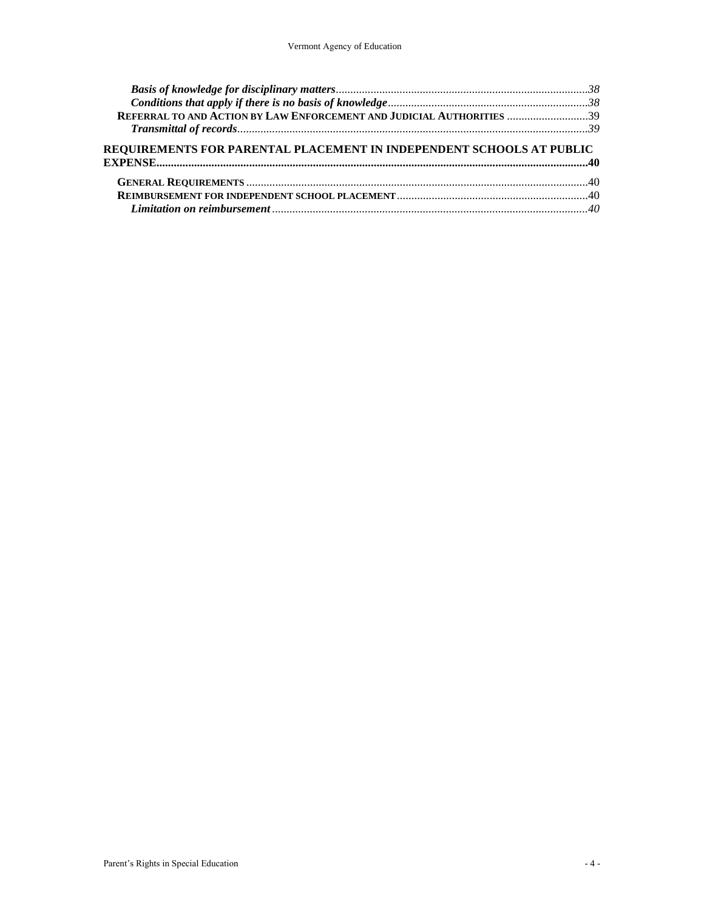*Basis of knowledge for disciplinary matters*....................................................................................38
*Conditions that apply if there is no basis of knowledge*..................................................................38
REFERRAL TO AND ACTION BY LAW ENFORCEMENT AND JUDICIAL AUTHORITIES ...........................39
*Transmittal of records*....................................................................................................................39

**REQUIREMENTS FOR PARENTAL PLACEMENT IN INDEPENDENT SCHOOLS AT PUBLIC EXPENSE.....................................................................................................................................40**

GENERAL REQUIREMENTS ....................................................................................................................40
REIMBURSEMENT FOR INDEPENDENT SCHOOL PLACEMENT................................................................40
*Limitation on reimbursement*...........................................................................................................40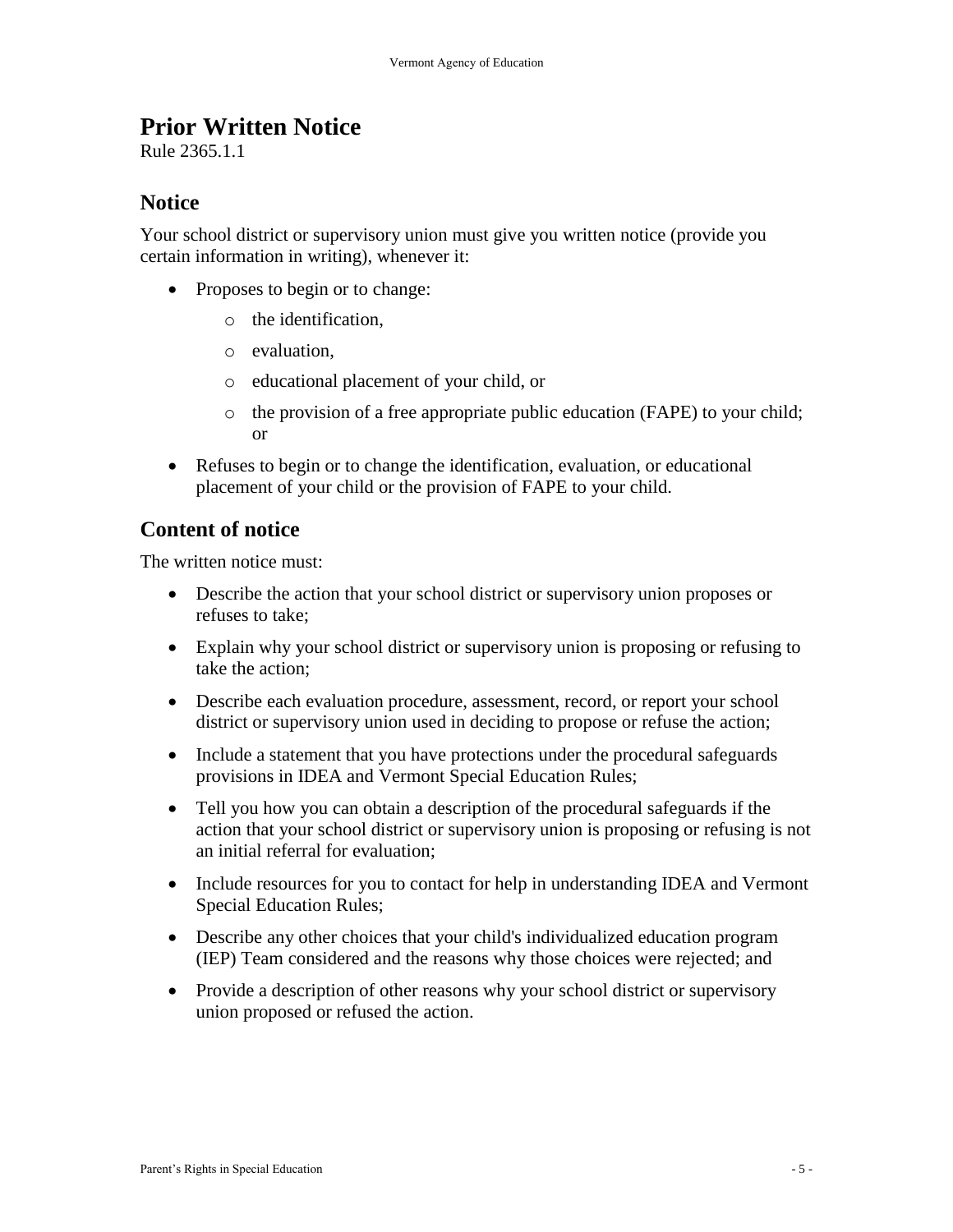# Prior Written Notice

Rule 2365.1.1

## Notice

Your school district or supervisory union must give you written notice (provide you certain information in writing), whenever it:

- Proposes to begin or to change:
    - the identification,
    - evaluation,
    - educational placement of your child, or
    - the provision of a free appropriate public education (FAPE) to your child; or
- Refuses to begin or to change the identification, evaluation, or educational placement of your child or the provision of FAPE to your child.

## Content of notice

The written notice must:

- Describe the action that your school district or supervisory union proposes or refuses to take;
- Explain why your school district or supervisory union is proposing or refusing to take the action;
- Describe each evaluation procedure, assessment, record, or report your school district or supervisory union used in deciding to propose or refuse the action;
- Include a statement that you have protections under the procedural safeguards provisions in IDEA and Vermont Special Education Rules;
- Tell you how you can obtain a description of the procedural safeguards if the action that your school district or supervisory union is proposing or refusing is not an initial referral for evaluation;
- Include resources for you to contact for help in understanding IDEA and Vermont Special Education Rules;
- Describe any other choices that your child's individualized education program (IEP) Team considered and the reasons why those choices were rejected; and
- Provide a description of other reasons why your school district or supervisory union proposed or refused the action.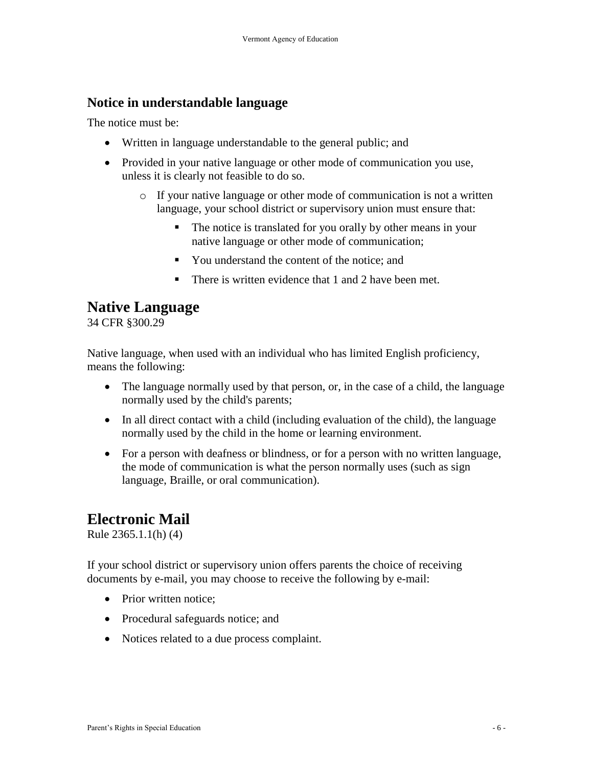### Notice in understandable language

The notice must be:

- Written in language understandable to the general public; and
- Provided in your native language or other mode of communication you use, unless it is clearly not feasible to do so.
    - If your native language or other mode of communication is not a written language, your school district or supervisory union must ensure that:
        - The notice is translated for you orally by other means in your native language or other mode of communication;
        - You understand the content of the notice; and
        - There is written evidence that 1 and 2 have been met.

## Native Language

34 CFR §300.29

Native language, when used with an individual who has limited English proficiency, means the following:

- The language normally used by that person, or, in the case of a child, the language normally used by the child's parents;
- In all direct contact with a child (including evaluation of the child), the language normally used by the child in the home or learning environment.
- For a person with deafness or blindness, or for a person with no written language, the mode of communication is what the person normally uses (such as sign language, Braille, or oral communication).

## Electronic Mail

Rule 2365.1.1(h) (4)

If your school district or supervisory union offers parents the choice of receiving documents by e-mail, you may choose to receive the following by e-mail:

- Prior written notice;
- Procedural safeguards notice; and
- Notices related to a due process complaint.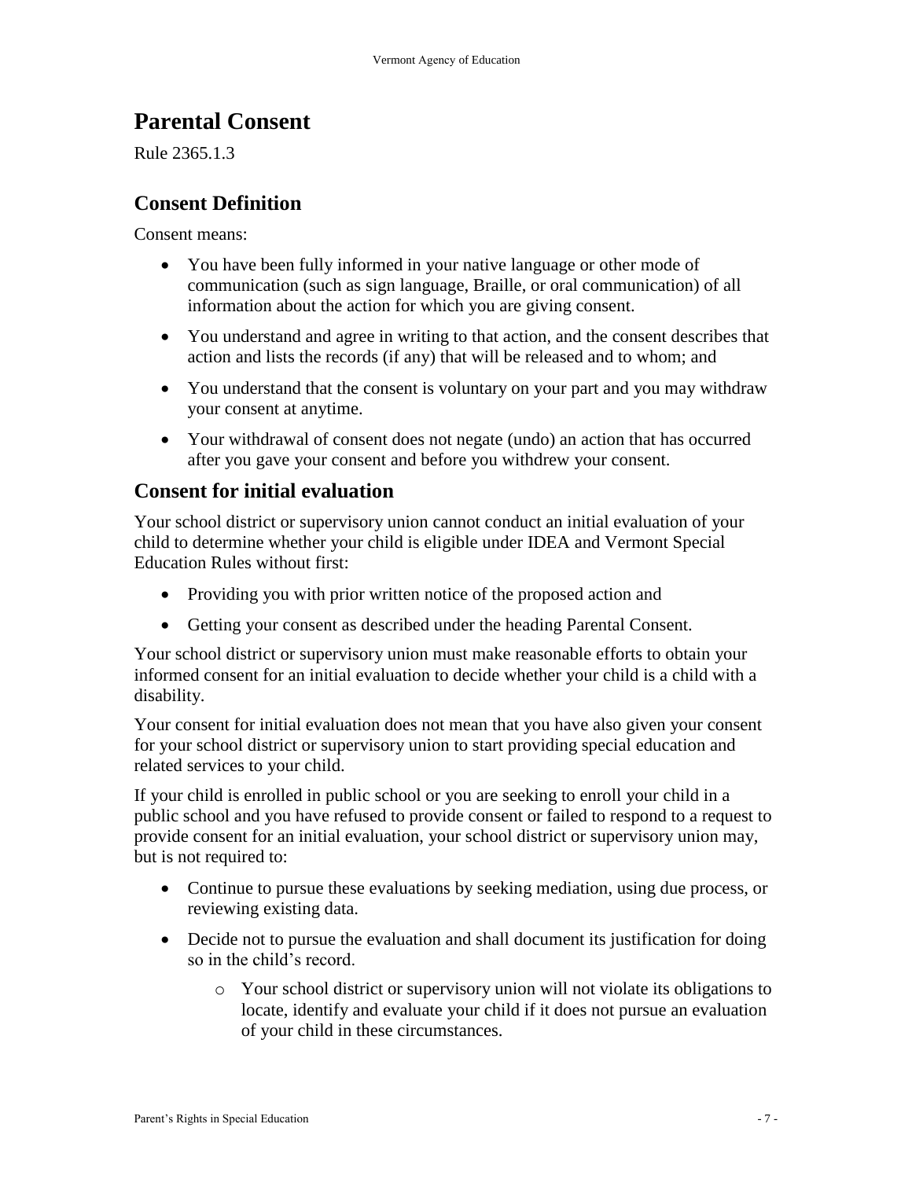# Parental Consent

Rule 2365.1.3

## Consent Definition

Consent means:

- You have been fully informed in your native language or other mode of communication (such as sign language, Braille, or oral communication) of all information about the action for which you are giving consent.
- You understand and agree in writing to that action, and the consent describes that action and lists the records (if any) that will be released and to whom; and
- You understand that the consent is voluntary on your part and you may withdraw your consent at anytime.
- Your withdrawal of consent does not negate (undo) an action that has occurred after you gave your consent and before you withdrew your consent.

## Consent for initial evaluation

Your school district or supervisory union cannot conduct an initial evaluation of your child to determine whether your child is eligible under IDEA and Vermont Special Education Rules without first:

- Providing you with prior written notice of the proposed action and
- Getting your consent as described under the heading Parental Consent.

Your school district or supervisory union must make reasonable efforts to obtain your informed consent for an initial evaluation to decide whether your child is a child with a disability.

Your consent for initial evaluation does not mean that you have also given your consent for your school district or supervisory union to start providing special education and related services to your child.

If your child is enrolled in public school or you are seeking to enroll your child in a public school and you have refused to provide consent or failed to respond to a request to provide consent for an initial evaluation, your school district or supervisory union may, but is not required to:

- Continue to pursue these evaluations by seeking mediation, using due process, or reviewing existing data.
- Decide not to pursue the evaluation and shall document its justification for doing so in the child's record.
  - Your school district or supervisory union will not violate its obligations to locate, identify and evaluate your child if it does not pursue an evaluation of your child in these circumstances.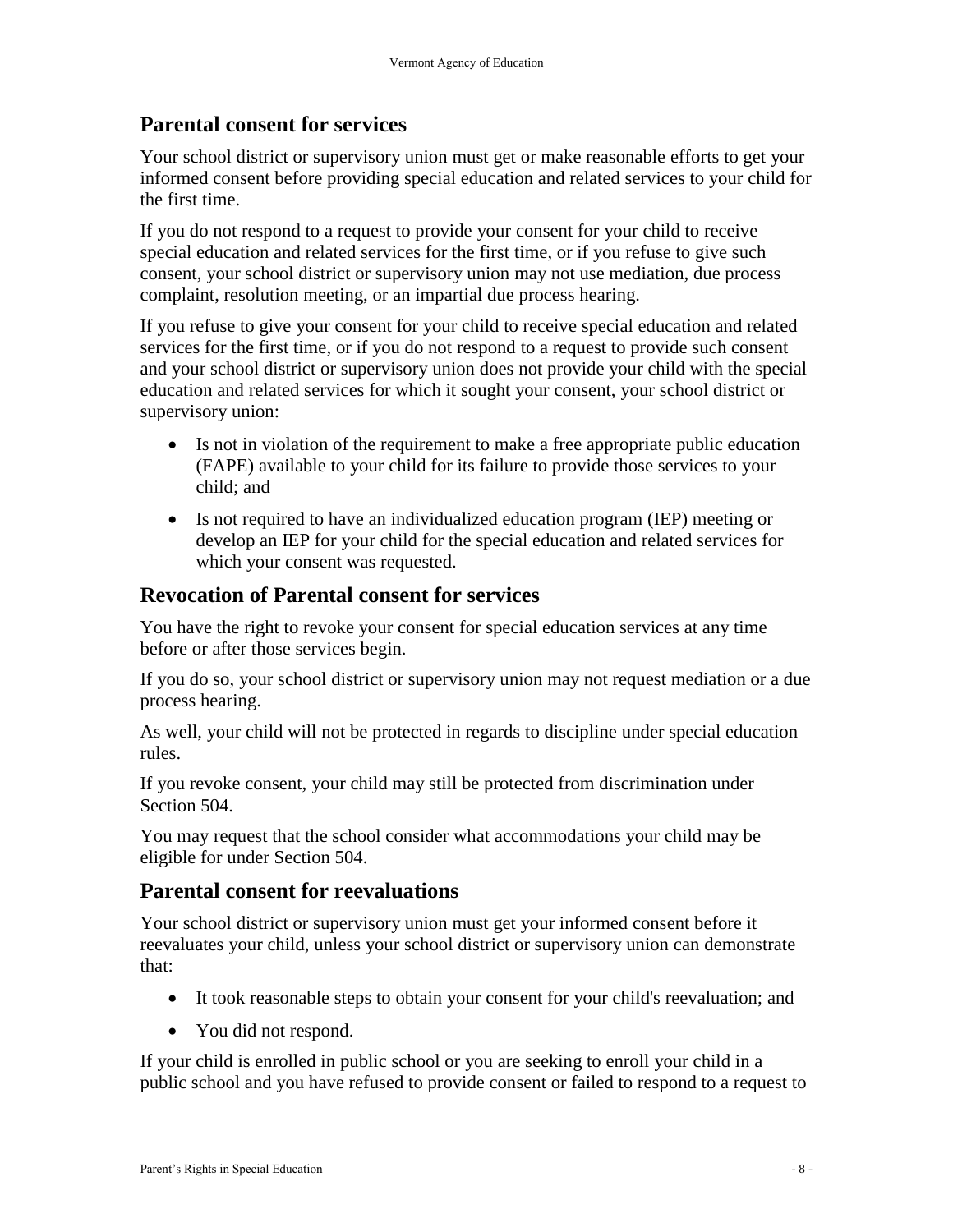## Parental consent for services

Your school district or supervisory union must get or make reasonable efforts to get your informed consent before providing special education and related services to your child for the first time.

If you do not respond to a request to provide your consent for your child to receive special education and related services for the first time, or if you refuse to give such consent, your school district or supervisory union may not use mediation, due process complaint, resolution meeting, or an impartial due process hearing.

If you refuse to give your consent for your child to receive special education and related services for the first time, or if you do not respond to a request to provide such consent and your school district or supervisory union does not provide your child with the special education and related services for which it sought your consent, your school district or supervisory union:

- Is not in violation of the requirement to make a free appropriate public education (FAPE) available to your child for its failure to provide those services to your child; and
- Is not required to have an individualized education program (IEP) meeting or develop an IEP for your child for the special education and related services for which your consent was requested.

## Revocation of Parental consent for services

You have the right to revoke your consent for special education services at any time before or after those services begin.

If you do so, your school district or supervisory union may not request mediation or a due process hearing.

As well, your child will not be protected in regards to discipline under special education rules.

If you revoke consent, your child may still be protected from discrimination under Section 504.

You may request that the school consider what accommodations your child may be eligible for under Section 504.

## Parental consent for reevaluations

Your school district or supervisory union must get your informed consent before it reevaluates your child, unless your school district or supervisory union can demonstrate that:

- It took reasonable steps to obtain your consent for your child's reevaluation; and
- You did not respond.

If your child is enrolled in public school or you are seeking to enroll your child in a public school and you have refused to provide consent or failed to respond to a request to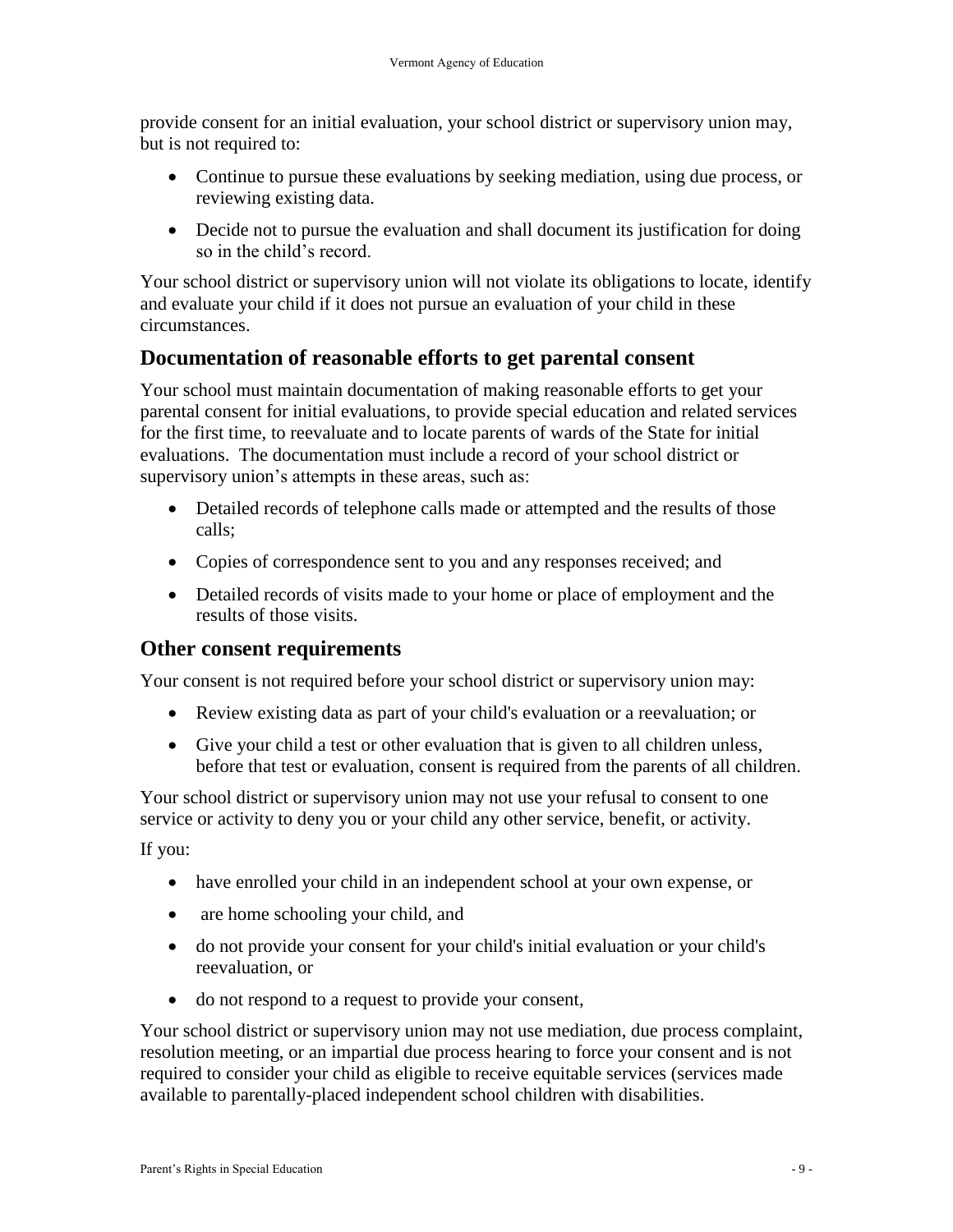provide consent for an initial evaluation, your school district or supervisory union may, but is not required to:

- Continue to pursue these evaluations by seeking mediation, using due process, or reviewing existing data.
- Decide not to pursue the evaluation and shall document its justification for doing so in the child's record.

Your school district or supervisory union will not violate its obligations to locate, identify and evaluate your child if it does not pursue an evaluation of your child in these circumstances.

## Documentation of reasonable efforts to get parental consent

Your school must maintain documentation of making reasonable efforts to get your parental consent for initial evaluations, to provide special education and related services for the first time, to reevaluate and to locate parents of wards of the State for initial evaluations. The documentation must include a record of your school district or supervisory union's attempts in these areas, such as:

- Detailed records of telephone calls made or attempted and the results of those calls;
- Copies of correspondence sent to you and any responses received; and
- Detailed records of visits made to your home or place of employment and the results of those visits.

## Other consent requirements

Your consent is not required before your school district or supervisory union may:

- Review existing data as part of your child's evaluation or a reevaluation; or
- Give your child a test or other evaluation that is given to all children unless, before that test or evaluation, consent is required from the parents of all children.

Your school district or supervisory union may not use your refusal to consent to one service or activity to deny you or your child any other service, benefit, or activity.

If you:

- have enrolled your child in an independent school at your own expense, or
- are home schooling your child, and
- do not provide your consent for your child's initial evaluation or your child's reevaluation, or
- do not respond to a request to provide your consent,

Your school district or supervisory union may not use mediation, due process complaint, resolution meeting, or an impartial due process hearing to force your consent and is not required to consider your child as eligible to receive equitable services (services made available to parentally-placed independent school children with disabilities.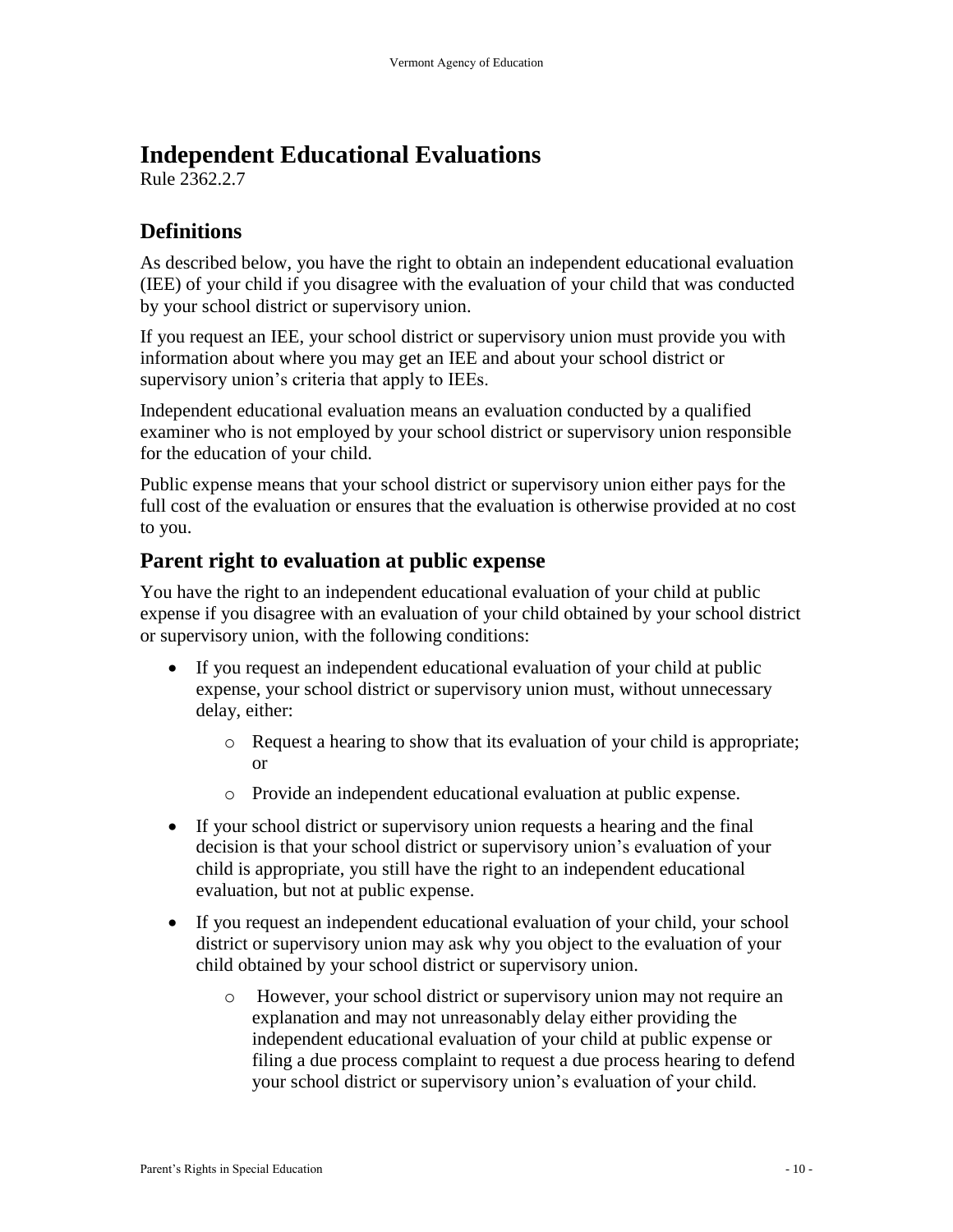# Independent Educational Evaluations

Rule 2362.2.7

## Definitions

As described below, you have the right to obtain an independent educational evaluation (IEE) of your child if you disagree with the evaluation of your child that was conducted by your school district or supervisory union.

If you request an IEE, your school district or supervisory union must provide you with information about where you may get an IEE and about your school district or supervisory union's criteria that apply to IEEs.

Independent educational evaluation means an evaluation conducted by a qualified examiner who is not employed by your school district or supervisory union responsible for the education of your child.

Public expense means that your school district or supervisory union either pays for the full cost of the evaluation or ensures that the evaluation is otherwise provided at no cost to you.

## Parent right to evaluation at public expense

You have the right to an independent educational evaluation of your child at public expense if you disagree with an evaluation of your child obtained by your school district or supervisory union, with the following conditions:

- If you request an independent educational evaluation of your child at public expense, your school district or supervisory union must, without unnecessary delay, either:
  - Request a hearing to show that its evaluation of your child is appropriate; or
  - Provide an independent educational evaluation at public expense.
- If your school district or supervisory union requests a hearing and the final decision is that your school district or supervisory union's evaluation of your child is appropriate, you still have the right to an independent educational evaluation, but not at public expense.
- If you request an independent educational evaluation of your child, your school district or supervisory union may ask why you object to the evaluation of your child obtained by your school district or supervisory union.
  - However, your school district or supervisory union may not require an explanation and may not unreasonably delay either providing the independent educational evaluation of your child at public expense or filing a due process complaint to request a due process hearing to defend your school district or supervisory union's evaluation of your child.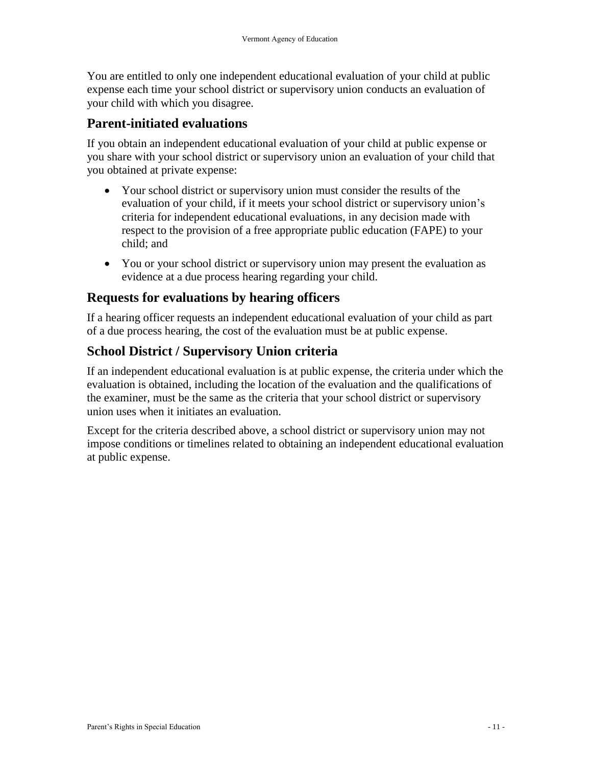You are entitled to only one independent educational evaluation of your child at public expense each time your school district or supervisory union conducts an evaluation of your child with which you disagree.

## Parent-initiated evaluations

If you obtain an independent educational evaluation of your child at public expense or you share with your school district or supervisory union an evaluation of your child that you obtained at private expense:

- Your school district or supervisory union must consider the results of the evaluation of your child, if it meets your school district or supervisory union's criteria for independent educational evaluations, in any decision made with respect to the provision of a free appropriate public education (FAPE) to your child; and
- You or your school district or supervisory union may present the evaluation as evidence at a due process hearing regarding your child.

## Requests for evaluations by hearing officers

If a hearing officer requests an independent educational evaluation of your child as part of a due process hearing, the cost of the evaluation must be at public expense.

## School District / Supervisory Union criteria

If an independent educational evaluation is at public expense, the criteria under which the evaluation is obtained, including the location of the evaluation and the qualifications of the examiner, must be the same as the criteria that your school district or supervisory union uses when it initiates an evaluation.

Except for the criteria described above, a school district or supervisory union may not impose conditions or timelines related to obtaining an independent educational evaluation at public expense.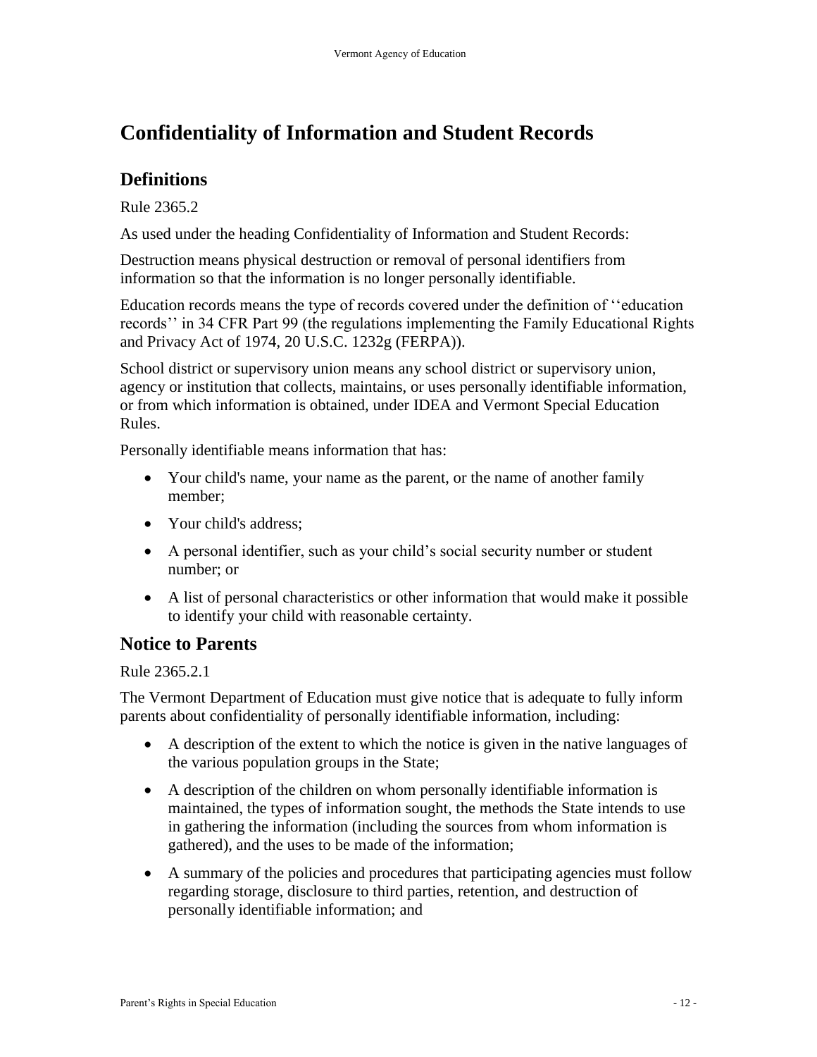# Confidentiality of Information and Student Records

## Definitions

Rule 2365.2

As used under the heading Confidentiality of Information and Student Records:

Destruction means physical destruction or removal of personal identifiers from information so that the information is no longer personally identifiable.

Education records means the type of records covered under the definition of ''education records'' in 34 CFR Part 99 (the regulations implementing the Family Educational Rights and Privacy Act of 1974, 20 U.S.C. 1232g (FERPA)).

School district or supervisory union means any school district or supervisory union, agency or institution that collects, maintains, or uses personally identifiable information, or from which information is obtained, under IDEA and Vermont Special Education Rules.

Personally identifiable means information that has:

- Your child's name, your name as the parent, or the name of another family member;
- Your child's address;
- A personal identifier, such as your child's social security number or student number; or
- A list of personal characteristics or other information that would make it possible to identify your child with reasonable certainty.

## Notice to Parents

Rule 2365.2.1

The Vermont Department of Education must give notice that is adequate to fully inform parents about confidentiality of personally identifiable information, including:

- A description of the extent to which the notice is given in the native languages of the various population groups in the State;
- A description of the children on whom personally identifiable information is maintained, the types of information sought, the methods the State intends to use in gathering the information (including the sources from whom information is gathered), and the uses to be made of the information;
- A summary of the policies and procedures that participating agencies must follow regarding storage, disclosure to third parties, retention, and destruction of personally identifiable information; and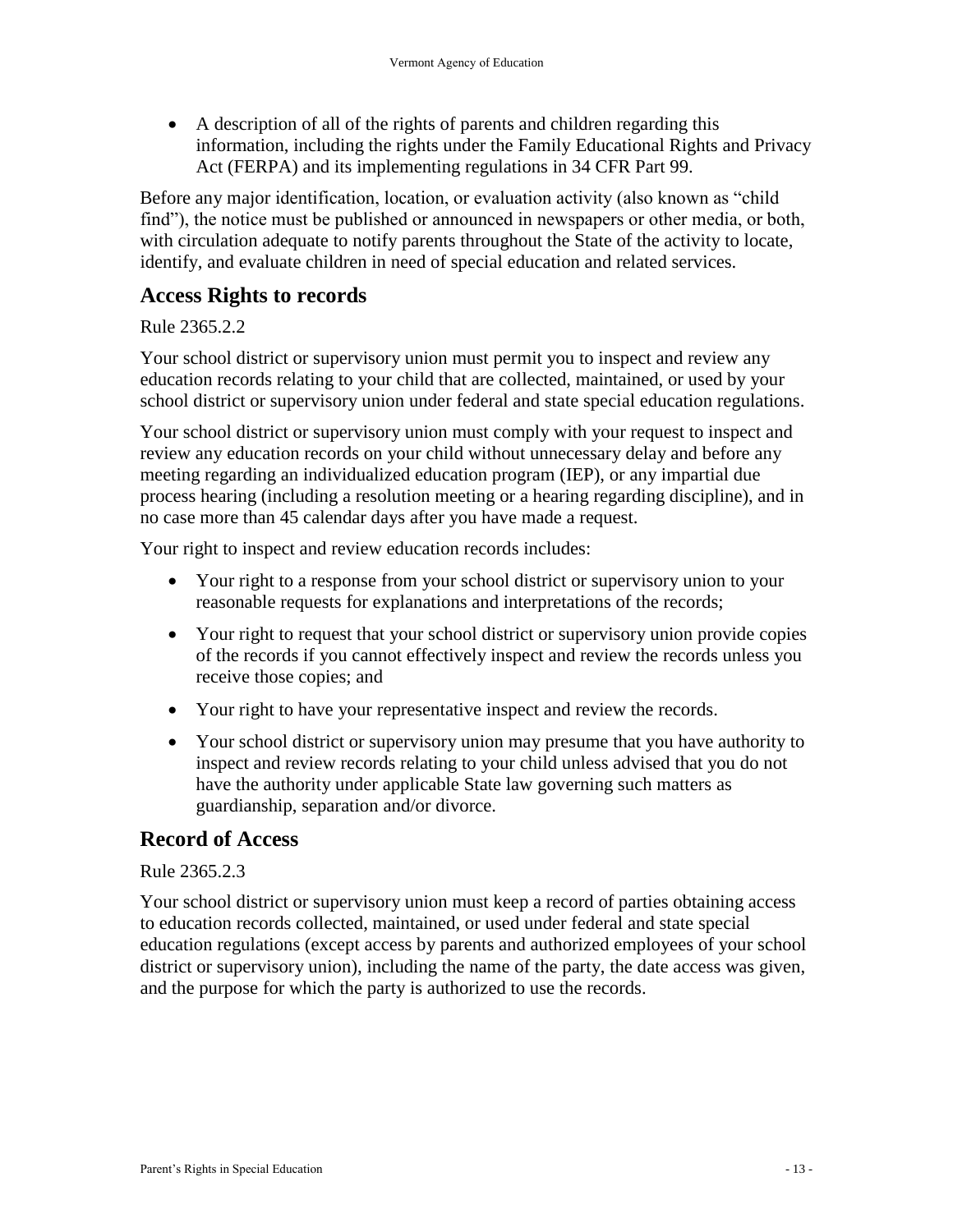- A description of all of the rights of parents and children regarding this information, including the rights under the Family Educational Rights and Privacy Act (FERPA) and its implementing regulations in 34 CFR Part 99.

Before any major identification, location, or evaluation activity (also known as "child find"), the notice must be published or announced in newspapers or other media, or both, with circulation adequate to notify parents throughout the State of the activity to locate, identify, and evaluate children in need of special education and related services.

## Access Rights to records

Rule 2365.2.2

Your school district or supervisory union must permit you to inspect and review any education records relating to your child that are collected, maintained, or used by your school district or supervisory union under federal and state special education regulations.

Your school district or supervisory union must comply with your request to inspect and review any education records on your child without unnecessary delay and before any meeting regarding an individualized education program (IEP), or any impartial due process hearing (including a resolution meeting or a hearing regarding discipline), and in no case more than 45 calendar days after you have made a request.

Your right to inspect and review education records includes:

- Your right to a response from your school district or supervisory union to your reasonable requests for explanations and interpretations of the records;
- Your right to request that your school district or supervisory union provide copies of the records if you cannot effectively inspect and review the records unless you receive those copies; and
- Your right to have your representative inspect and review the records.
- Your school district or supervisory union may presume that you have authority to inspect and review records relating to your child unless advised that you do not have the authority under applicable State law governing such matters as guardianship, separation and/or divorce.

## Record of Access

Rule 2365.2.3

Your school district or supervisory union must keep a record of parties obtaining access to education records collected, maintained, or used under federal and state special education regulations (except access by parents and authorized employees of your school district or supervisory union), including the name of the party, the date access was given, and the purpose for which the party is authorized to use the records.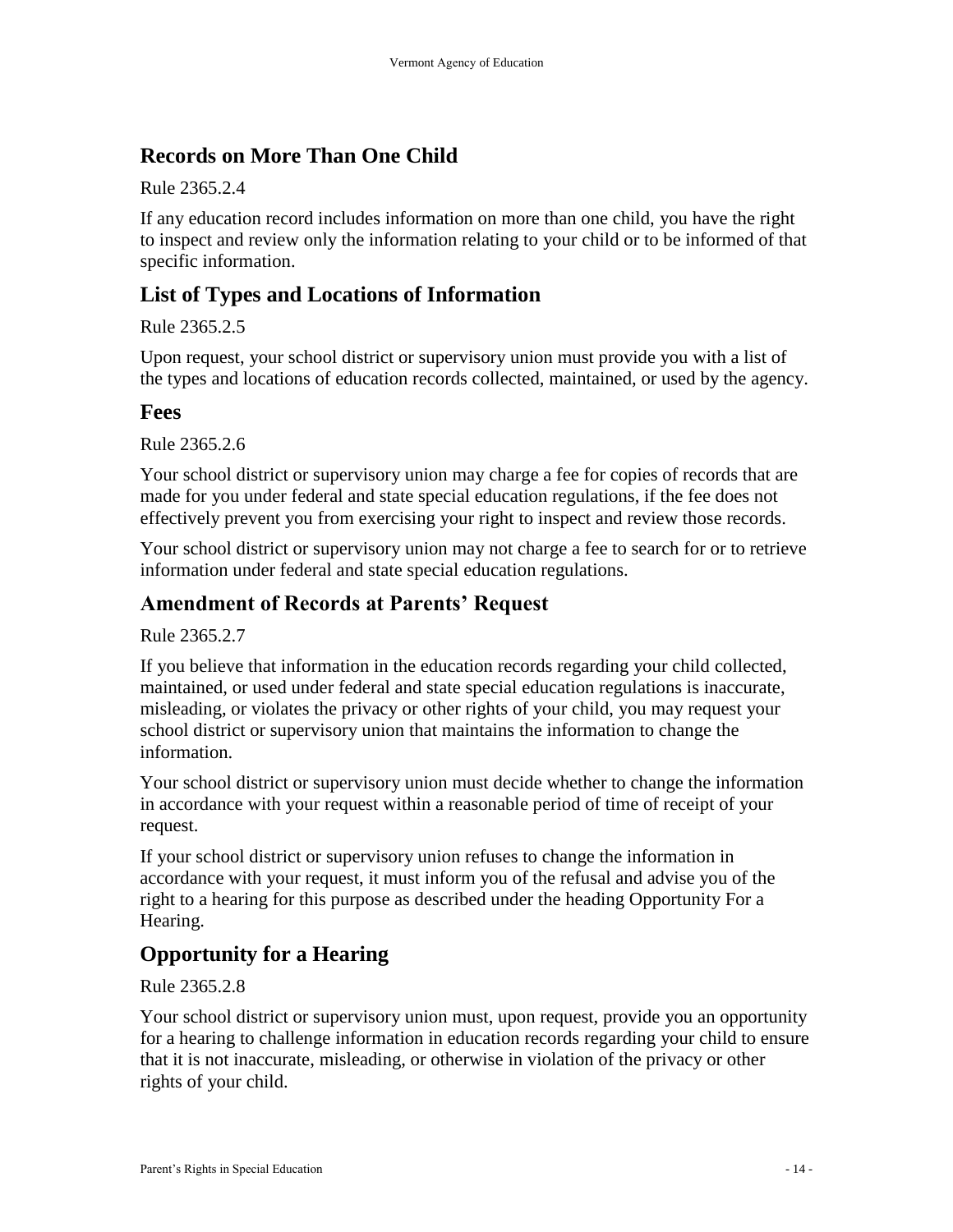## Records on More Than One Child

Rule 2365.2.4

If any education record includes information on more than one child, you have the right to inspect and review only the information relating to your child or to be informed of that specific information.

## List of Types and Locations of Information

Rule 2365.2.5

Upon request, your school district or supervisory union must provide you with a list of the types and locations of education records collected, maintained, or used by the agency.

## Fees

Rule 2365.2.6

Your school district or supervisory union may charge a fee for copies of records that are made for you under federal and state special education regulations, if the fee does not effectively prevent you from exercising your right to inspect and review those records.

Your school district or supervisory union may not charge a fee to search for or to retrieve information under federal and state special education regulations.

## Amendment of Records at Parents' Request

Rule 2365.2.7

If you believe that information in the education records regarding your child collected, maintained, or used under federal and state special education regulations is inaccurate, misleading, or violates the privacy or other rights of your child, you may request your school district or supervisory union that maintains the information to change the information.

Your school district or supervisory union must decide whether to change the information in accordance with your request within a reasonable period of time of receipt of your request.

If your school district or supervisory union refuses to change the information in accordance with your request, it must inform you of the refusal and advise you of the right to a hearing for this purpose as described under the heading Opportunity For a Hearing.

## Opportunity for a Hearing

Rule 2365.2.8

Your school district or supervisory union must, upon request, provide you an opportunity for a hearing to challenge information in education records regarding your child to ensure that it is not inaccurate, misleading, or otherwise in violation of the privacy or other rights of your child.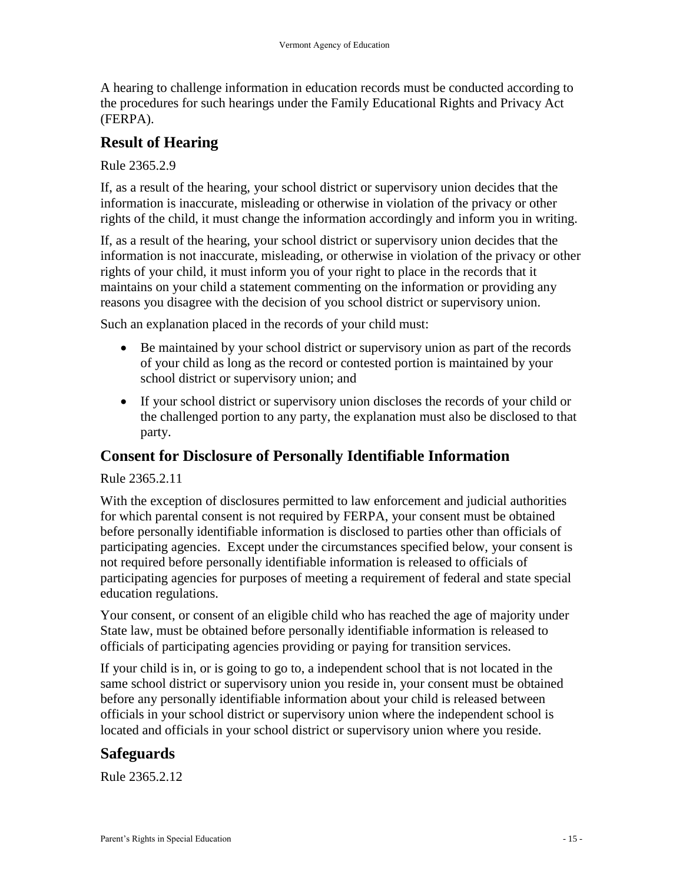A hearing to challenge information in education records must be conducted according to the procedures for such hearings under the Family Educational Rights and Privacy Act (FERPA).

## Result of Hearing

Rule 2365.2.9

If, as a result of the hearing, your school district or supervisory union decides that the information is inaccurate, misleading or otherwise in violation of the privacy or other rights of the child, it must change the information accordingly and inform you in writing.

If, as a result of the hearing, your school district or supervisory union decides that the information is not inaccurate, misleading, or otherwise in violation of the privacy or other rights of your child, it must inform you of your right to place in the records that it maintains on your child a statement commenting on the information or providing any reasons you disagree with the decision of you school district or supervisory union.

Such an explanation placed in the records of your child must:

- Be maintained by your school district or supervisory union as part of the records of your child as long as the record or contested portion is maintained by your school district or supervisory union; and
- If your school district or supervisory union discloses the records of your child or the challenged portion to any party, the explanation must also be disclosed to that party.

## Consent for Disclosure of Personally Identifiable Information

Rule 2365.2.11

With the exception of disclosures permitted to law enforcement and judicial authorities for which parental consent is not required by FERPA, your consent must be obtained before personally identifiable information is disclosed to parties other than officials of participating agencies. Except under the circumstances specified below, your consent is not required before personally identifiable information is released to officials of participating agencies for purposes of meeting a requirement of federal and state special education regulations.

Your consent, or consent of an eligible child who has reached the age of majority under State law, must be obtained before personally identifiable information is released to officials of participating agencies providing or paying for transition services.

If your child is in, or is going to go to, a independent school that is not located in the same school district or supervisory union you reside in, your consent must be obtained before any personally identifiable information about your child is released between officials in your school district or supervisory union where the independent school is located and officials in your school district or supervisory union where you reside.

## Safeguards

Rule 2365.2.12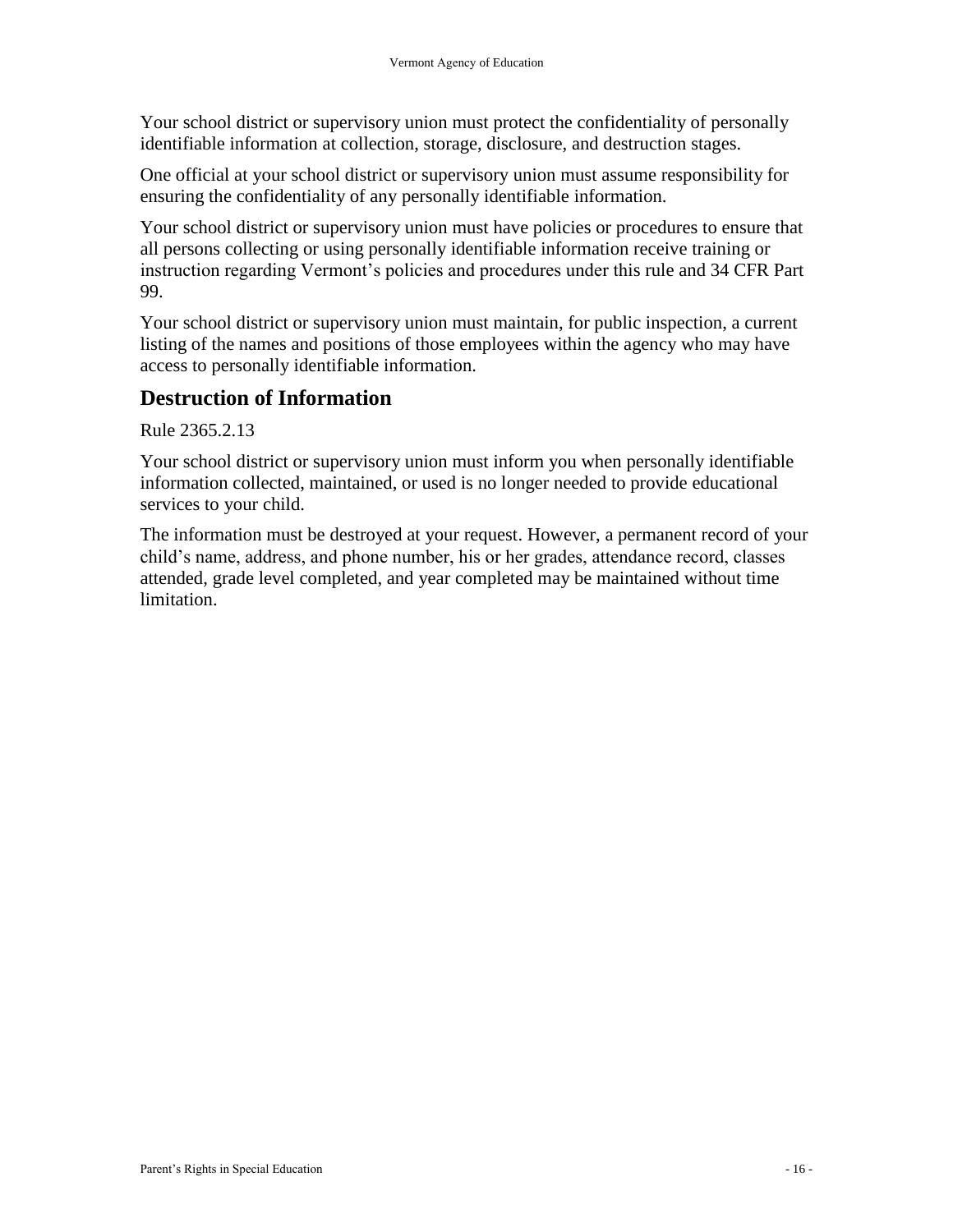Your school district or supervisory union must protect the confidentiality of personally identifiable information at collection, storage, disclosure, and destruction stages.

One official at your school district or supervisory union must assume responsibility for ensuring the confidentiality of any personally identifiable information.

Your school district or supervisory union must have policies or procedures to ensure that all persons collecting or using personally identifiable information receive training or instruction regarding Vermont's policies and procedures under this rule and 34 CFR Part 99.

Your school district or supervisory union must maintain, for public inspection, a current listing of the names and positions of those employees within the agency who may have access to personally identifiable information.

## Destruction of Information

Rule 2365.2.13

Your school district or supervisory union must inform you when personally identifiable information collected, maintained, or used is no longer needed to provide educational services to your child.

The information must be destroyed at your request. However, a permanent record of your child's name, address, and phone number, his or her grades, attendance record, classes attended, grade level completed, and year completed may be maintained without time limitation.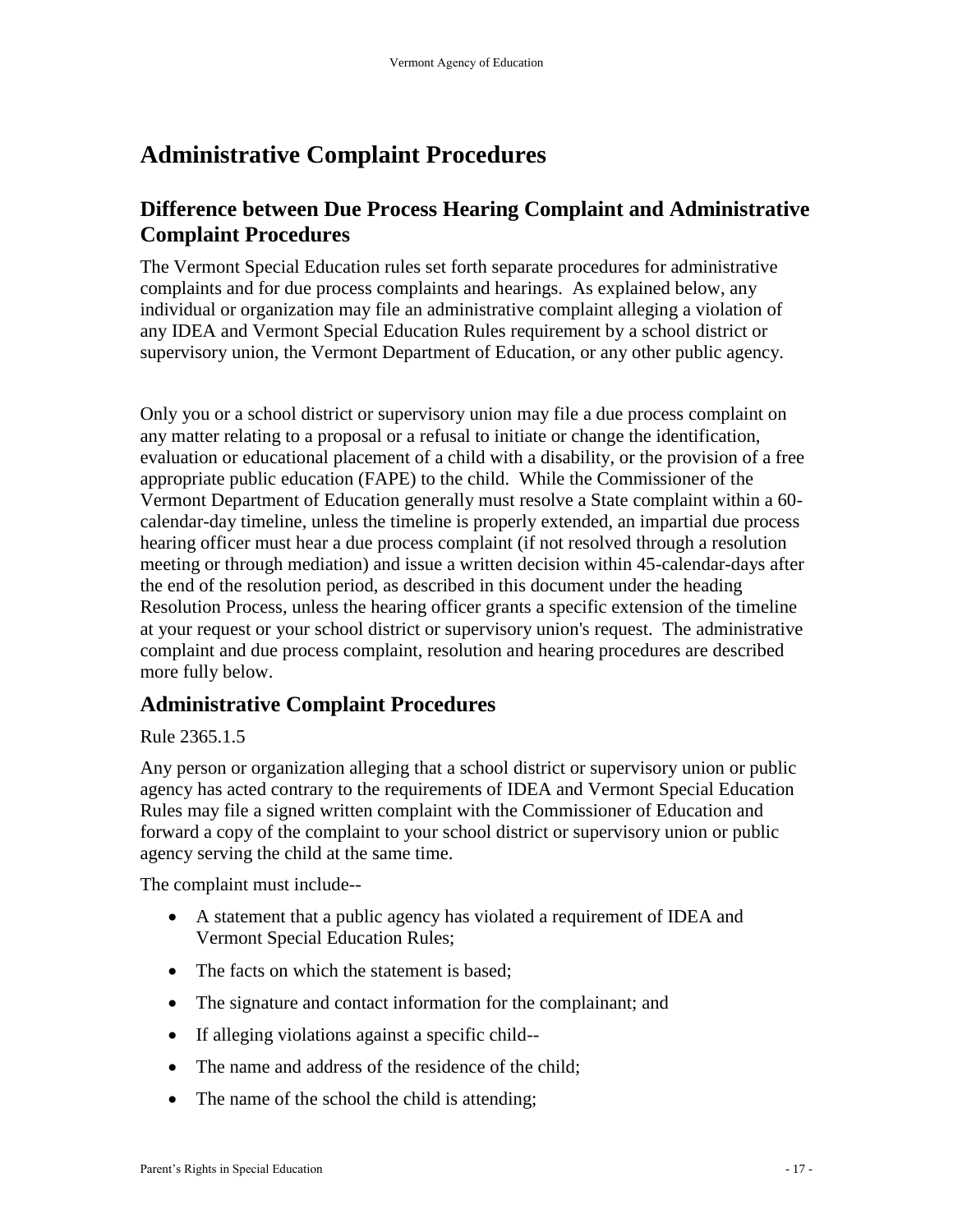# Administrative Complaint Procedures

## Difference between Due Process Hearing Complaint and Administrative Complaint Procedures

The Vermont Special Education rules set forth separate procedures for administrative complaints and for due process complaints and hearings. As explained below, any individual or organization may file an administrative complaint alleging a violation of any IDEA and Vermont Special Education Rules requirement by a school district or supervisory union, the Vermont Department of Education, or any other public agency.

Only you or a school district or supervisory union may file a due process complaint on any matter relating to a proposal or a refusal to initiate or change the identification, evaluation or educational placement of a child with a disability, or the provision of a free appropriate public education (FAPE) to the child. While the Commissioner of the Vermont Department of Education generally must resolve a State complaint within a 60-calendar-day timeline, unless the timeline is properly extended, an impartial due process hearing officer must hear a due process complaint (if not resolved through a resolution meeting or through mediation) and issue a written decision within 45-calendar-days after the end of the resolution period, as described in this document under the heading Resolution Process, unless the hearing officer grants a specific extension of the timeline at your request or your school district or supervisory union's request. The administrative complaint and due process complaint, resolution and hearing procedures are described more fully below.

## Administrative Complaint Procedures

Rule 2365.1.5

Any person or organization alleging that a school district or supervisory union or public agency has acted contrary to the requirements of IDEA and Vermont Special Education Rules may file a signed written complaint with the Commissioner of Education and forward a copy of the complaint to your school district or supervisory union or public agency serving the child at the same time.

The complaint must include--

- A statement that a public agency has violated a requirement of IDEA and Vermont Special Education Rules;
- The facts on which the statement is based;
- The signature and contact information for the complainant; and
- If alleging violations against a specific child--
- The name and address of the residence of the child;
- The name of the school the child is attending;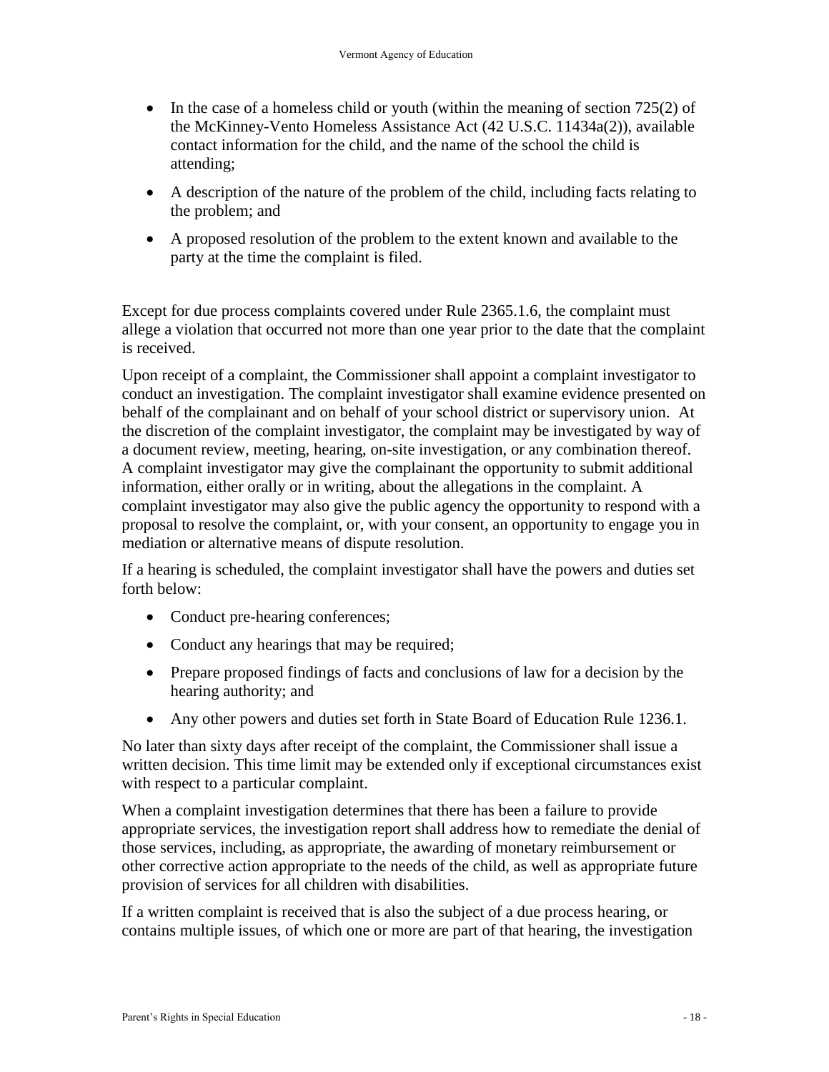- In the case of a homeless child or youth (within the meaning of section 725(2) of the McKinney-Vento Homeless Assistance Act (42 U.S.C. 11434a(2)), available contact information for the child, and the name of the school the child is attending;
- A description of the nature of the problem of the child, including facts relating to the problem; and
- A proposed resolution of the problem to the extent known and available to the party at the time the complaint is filed.

Except for due process complaints covered under Rule 2365.1.6, the complaint must allege a violation that occurred not more than one year prior to the date that the complaint is received.

Upon receipt of a complaint, the Commissioner shall appoint a complaint investigator to conduct an investigation. The complaint investigator shall examine evidence presented on behalf of the complainant and on behalf of your school district or supervisory union. At the discretion of the complaint investigator, the complaint may be investigated by way of a document review, meeting, hearing, on-site investigation, or any combination thereof. A complaint investigator may give the complainant the opportunity to submit additional information, either orally or in writing, about the allegations in the complaint. A complaint investigator may also give the public agency the opportunity to respond with a proposal to resolve the complaint, or, with your consent, an opportunity to engage you in mediation or alternative means of dispute resolution.

If a hearing is scheduled, the complaint investigator shall have the powers and duties set forth below:

- Conduct pre-hearing conferences;
- Conduct any hearings that may be required;
- Prepare proposed findings of facts and conclusions of law for a decision by the hearing authority; and
- Any other powers and duties set forth in State Board of Education Rule 1236.1.

No later than sixty days after receipt of the complaint, the Commissioner shall issue a written decision. This time limit may be extended only if exceptional circumstances exist with respect to a particular complaint.

When a complaint investigation determines that there has been a failure to provide appropriate services, the investigation report shall address how to remediate the denial of those services, including, as appropriate, the awarding of monetary reimbursement or other corrective action appropriate to the needs of the child, as well as appropriate future provision of services for all children with disabilities.

If a written complaint is received that is also the subject of a due process hearing, or contains multiple issues, of which one or more are part of that hearing, the investigation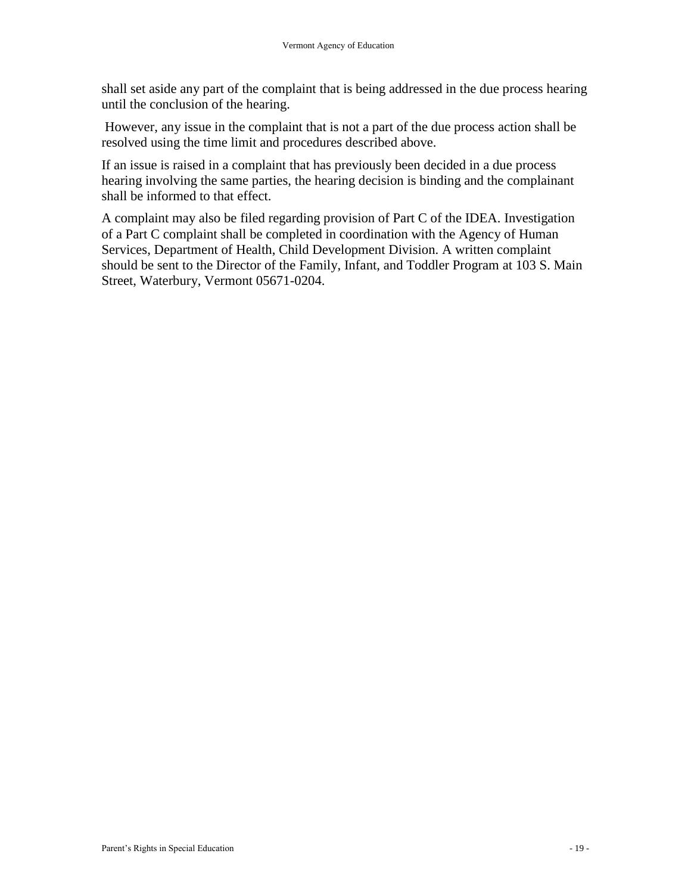shall set aside any part of the complaint that is being addressed in the due process hearing until the conclusion of the hearing.

However, any issue in the complaint that is not a part of the due process action shall be resolved using the time limit and procedures described above.

If an issue is raised in a complaint that has previously been decided in a due process hearing involving the same parties, the hearing decision is binding and the complainant shall be informed to that effect.

A complaint may also be filed regarding provision of Part C of the IDEA. Investigation of a Part C complaint shall be completed in coordination with the Agency of Human Services, Department of Health, Child Development Division. A written complaint should be sent to the Director of the Family, Infant, and Toddler Program at 103 S. Main Street, Waterbury, Vermont 05671-0204.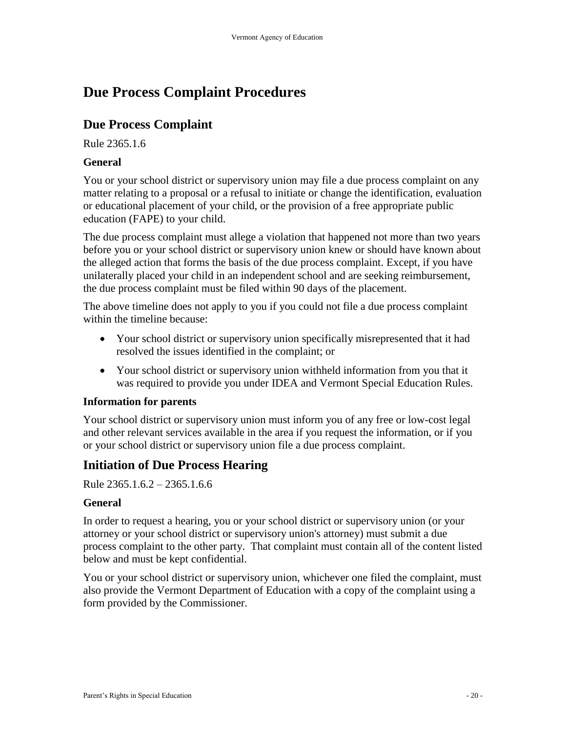# Due Process Complaint Procedures

## Due Process Complaint

Rule 2365.1.6

### General

You or your school district or supervisory union may file a due process complaint on any matter relating to a proposal or a refusal to initiate or change the identification, evaluation or educational placement of your child, or the provision of a free appropriate public education (FAPE) to your child.

The due process complaint must allege a violation that happened not more than two years before you or your school district or supervisory union knew or should have known about the alleged action that forms the basis of the due process complaint. Except, if you have unilaterally placed your child in an independent school and are seeking reimbursement, the due process complaint must be filed within 90 days of the placement.

The above timeline does not apply to you if you could not file a due process complaint within the timeline because:

- Your school district or supervisory union specifically misrepresented that it had resolved the issues identified in the complaint; or
- Your school district or supervisory union withheld information from you that it was required to provide you under IDEA and Vermont Special Education Rules.

### Information for parents

Your school district or supervisory union must inform you of any free or low-cost legal and other relevant services available in the area if you request the information, or if you or your school district or supervisory union file a due process complaint.

## Initiation of Due Process Hearing

Rule 2365.1.6.2 – 2365.1.6.6

### General

In order to request a hearing, you or your school district or supervisory union (or your attorney or your school district or supervisory union's attorney) must submit a due process complaint to the other party. That complaint must contain all of the content listed below and must be kept confidential.

You or your school district or supervisory union, whichever one filed the complaint, must also provide the Vermont Department of Education with a copy of the complaint using a form provided by the Commissioner.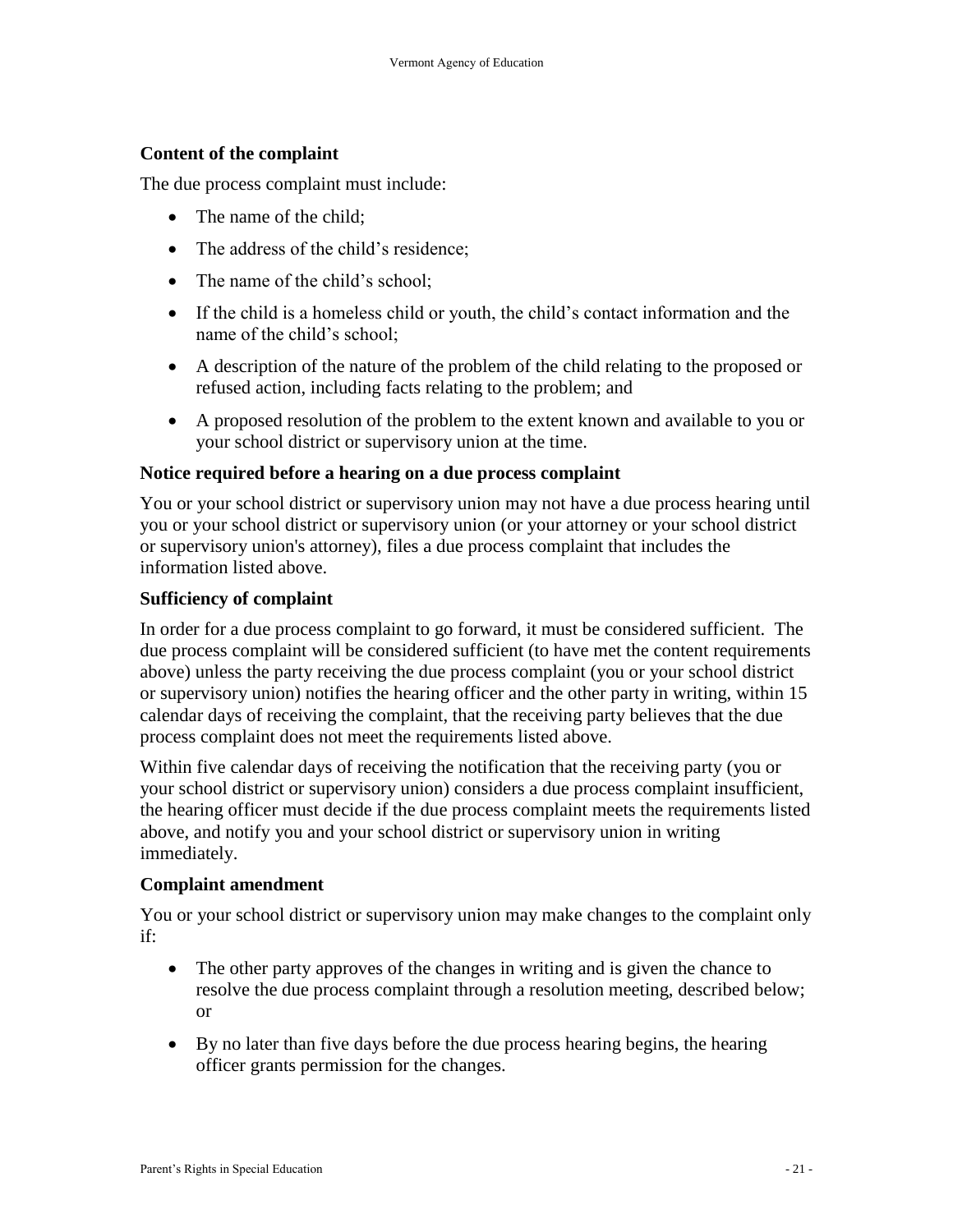### Content of the complaint

The due process complaint must include:

- The name of the child;
- The address of the child's residence;
- The name of the child's school;
- If the child is a homeless child or youth, the child's contact information and the name of the child's school;
- A description of the nature of the problem of the child relating to the proposed or refused action, including facts relating to the problem; and
- A proposed resolution of the problem to the extent known and available to you or your school district or supervisory union at the time.

### Notice required before a hearing on a due process complaint

You or your school district or supervisory union may not have a due process hearing until you or your school district or supervisory union (or your attorney or your school district or supervisory union's attorney), files a due process complaint that includes the information listed above.

### Sufficiency of complaint

In order for a due process complaint to go forward, it must be considered sufficient. The due process complaint will be considered sufficient (to have met the content requirements above) unless the party receiving the due process complaint (you or your school district or supervisory union) notifies the hearing officer and the other party in writing, within 15 calendar days of receiving the complaint, that the receiving party believes that the due process complaint does not meet the requirements listed above.

Within five calendar days of receiving the notification that the receiving party (you or your school district or supervisory union) considers a due process complaint insufficient, the hearing officer must decide if the due process complaint meets the requirements listed above, and notify you and your school district or supervisory union in writing immediately.

### Complaint amendment

You or your school district or supervisory union may make changes to the complaint only if:

- The other party approves of the changes in writing and is given the chance to resolve the due process complaint through a resolution meeting, described below; or
- By no later than five days before the due process hearing begins, the hearing officer grants permission for the changes.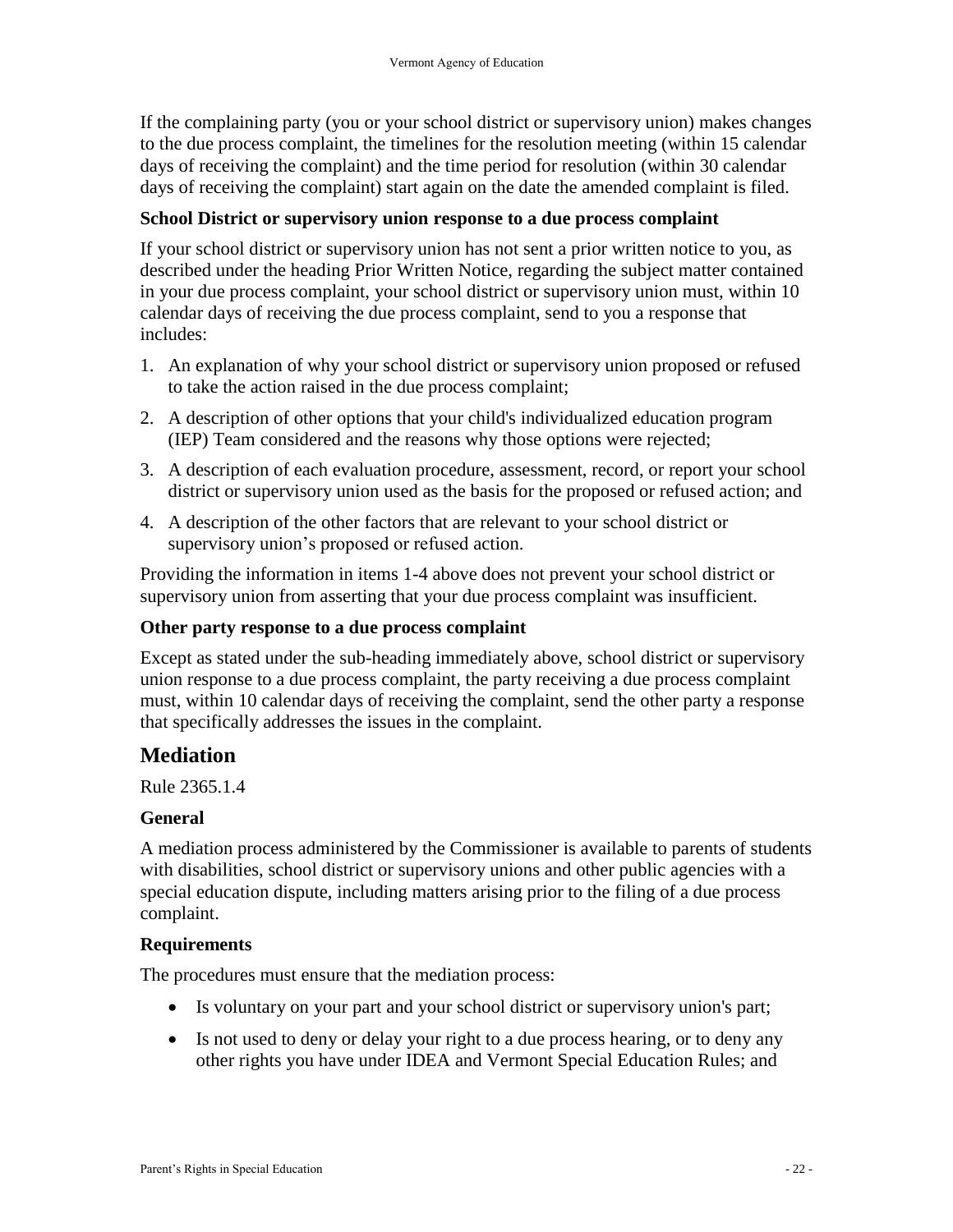If the complaining party (you or your school district or supervisory union) makes changes to the due process complaint, the timelines for the resolution meeting (within 15 calendar days of receiving the complaint) and the time period for resolution (within 30 calendar days of receiving the complaint) start again on the date the amended complaint is filed.

### School District or supervisory union response to a due process complaint

If your school district or supervisory union has not sent a prior written notice to you, as described under the heading Prior Written Notice, regarding the subject matter contained in your due process complaint, your school district or supervisory union must, within 10 calendar days of receiving the due process complaint, send to you a response that includes:

1. An explanation of why your school district or supervisory union proposed or refused to take the action raised in the due process complaint;
2. A description of other options that your child's individualized education program (IEP) Team considered and the reasons why those options were rejected;
3. A description of each evaluation procedure, assessment, record, or report your school district or supervisory union used as the basis for the proposed or refused action; and
4. A description of the other factors that are relevant to your school district or supervisory union's proposed or refused action.

Providing the information in items 1-4 above does not prevent your school district or supervisory union from asserting that your due process complaint was insufficient.

### Other party response to a due process complaint

Except as stated under the sub-heading immediately above, school district or supervisory union response to a due process complaint, the party receiving a due process complaint must, within 10 calendar days of receiving the complaint, send the other party a response that specifically addresses the issues in the complaint.

## Mediation

Rule 2365.1.4

### General

A mediation process administered by the Commissioner is available to parents of students with disabilities, school district or supervisory unions and other public agencies with a special education dispute, including matters arising prior to the filing of a due process complaint.

### Requirements

The procedures must ensure that the mediation process:

- Is voluntary on your part and your school district or supervisory union's part;
- Is not used to deny or delay your right to a due process hearing, or to deny any other rights you have under IDEA and Vermont Special Education Rules; and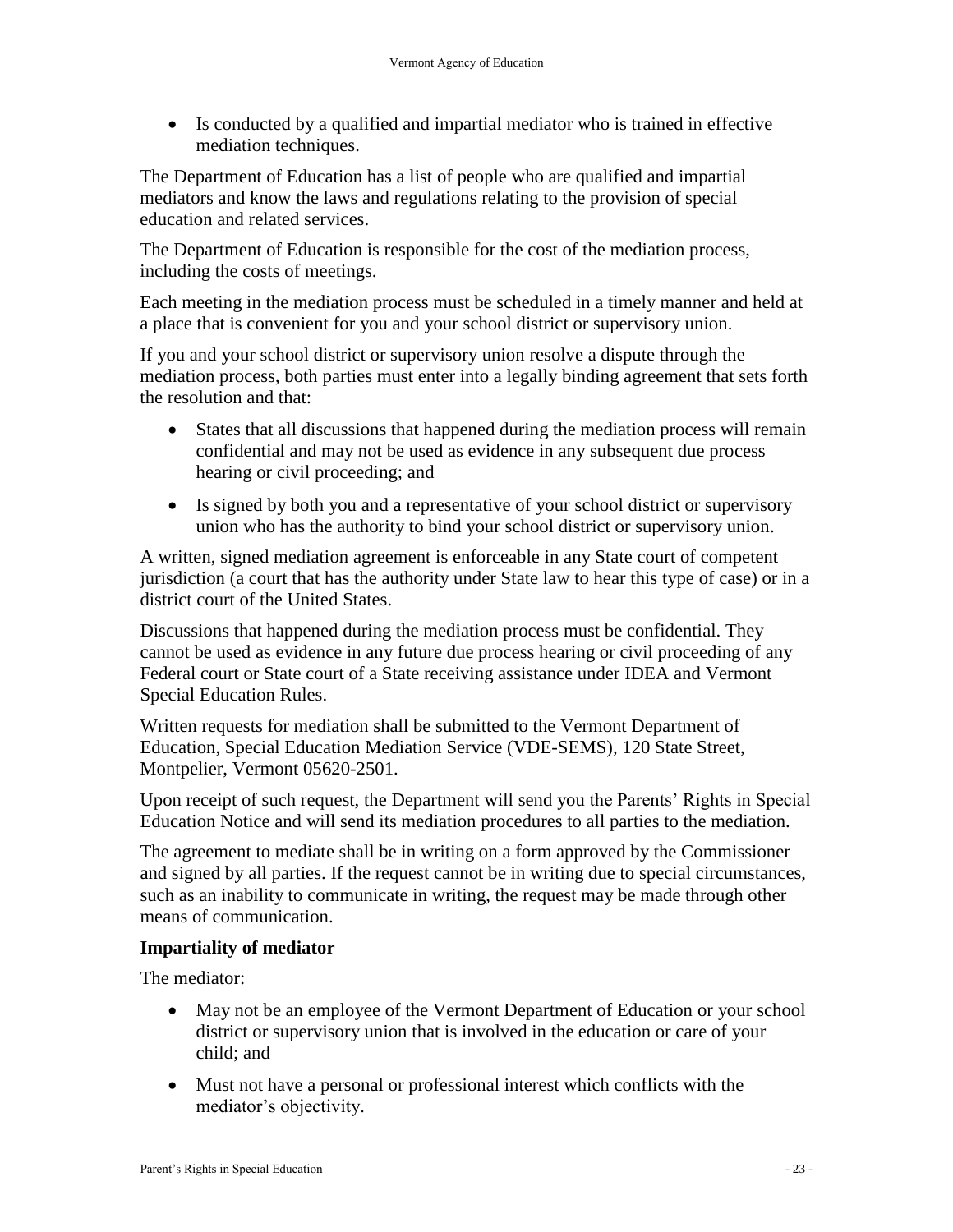- Is conducted by a qualified and impartial mediator who is trained in effective mediation techniques.

The Department of Education has a list of people who are qualified and impartial mediators and know the laws and regulations relating to the provision of special education and related services.

The Department of Education is responsible for the cost of the mediation process, including the costs of meetings.

Each meeting in the mediation process must be scheduled in a timely manner and held at a place that is convenient for you and your school district or supervisory union.

If you and your school district or supervisory union resolve a dispute through the mediation process, both parties must enter into a legally binding agreement that sets forth the resolution and that:

- States that all discussions that happened during the mediation process will remain confidential and may not be used as evidence in any subsequent due process hearing or civil proceeding; and
- Is signed by both you and a representative of your school district or supervisory union who has the authority to bind your school district or supervisory union.

A written, signed mediation agreement is enforceable in any State court of competent jurisdiction (a court that has the authority under State law to hear this type of case) or in a district court of the United States.

Discussions that happened during the mediation process must be confidential. They cannot be used as evidence in any future due process hearing or civil proceeding of any Federal court or State court of a State receiving assistance under IDEA and Vermont Special Education Rules.

Written requests for mediation shall be submitted to the Vermont Department of Education, Special Education Mediation Service (VDE-SEMS), 120 State Street, Montpelier, Vermont 05620-2501.

Upon receipt of such request, the Department will send you the Parents' Rights in Special Education Notice and will send its mediation procedures to all parties to the mediation.

The agreement to mediate shall be in writing on a form approved by the Commissioner and signed by all parties. If the request cannot be in writing due to special circumstances, such as an inability to communicate in writing, the request may be made through other means of communication.

**Impartiality of mediator**

The mediator:

- May not be an employee of the Vermont Department of Education or your school district or supervisory union that is involved in the education or care of your child; and
- Must not have a personal or professional interest which conflicts with the mediator's objectivity.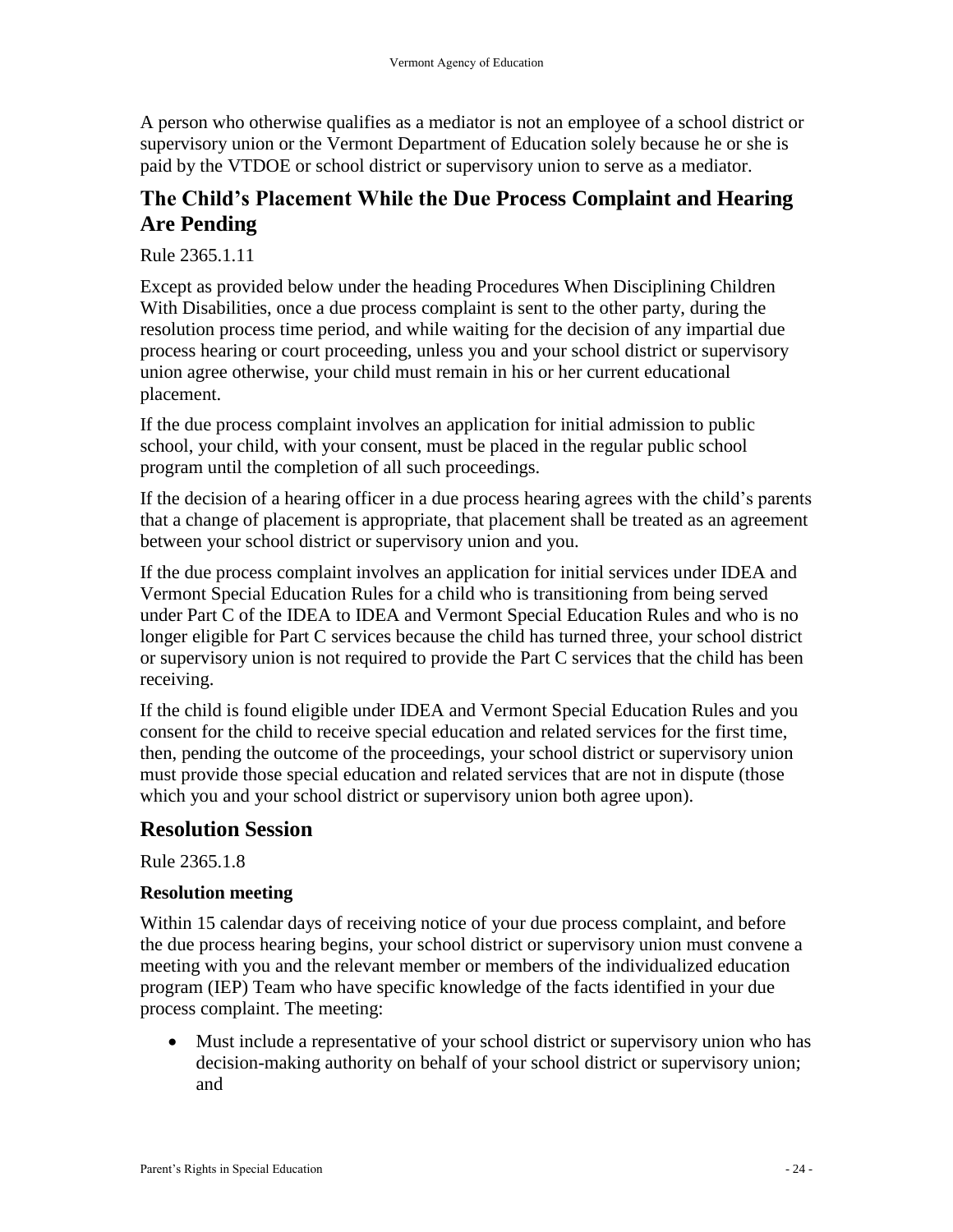A person who otherwise qualifies as a mediator is not an employee of a school district or supervisory union or the Vermont Department of Education solely because he or she is paid by the VTDOE or school district or supervisory union to serve as a mediator.

## The Child's Placement While the Due Process Complaint and Hearing Are Pending

Rule 2365.1.11

Except as provided below under the heading Procedures When Disciplining Children With Disabilities, once a due process complaint is sent to the other party, during the resolution process time period, and while waiting for the decision of any impartial due process hearing or court proceeding, unless you and your school district or supervisory union agree otherwise, your child must remain in his or her current educational placement.

If the due process complaint involves an application for initial admission to public school, your child, with your consent, must be placed in the regular public school program until the completion of all such proceedings.

If the decision of a hearing officer in a due process hearing agrees with the child's parents that a change of placement is appropriate, that placement shall be treated as an agreement between your school district or supervisory union and you.

If the due process complaint involves an application for initial services under IDEA and Vermont Special Education Rules for a child who is transitioning from being served under Part C of the IDEA to IDEA and Vermont Special Education Rules and who is no longer eligible for Part C services because the child has turned three, your school district or supervisory union is not required to provide the Part C services that the child has been receiving.

If the child is found eligible under IDEA and Vermont Special Education Rules and you consent for the child to receive special education and related services for the first time, then, pending the outcome of the proceedings, your school district or supervisory union must provide those special education and related services that are not in dispute (those which you and your school district or supervisory union both agree upon).

## Resolution Session

Rule 2365.1.8

### Resolution meeting

Within 15 calendar days of receiving notice of your due process complaint, and before the due process hearing begins, your school district or supervisory union must convene a meeting with you and the relevant member or members of the individualized education program (IEP) Team who have specific knowledge of the facts identified in your due process complaint. The meeting:

- Must include a representative of your school district or supervisory union who has decision-making authority on behalf of your school district or supervisory union; and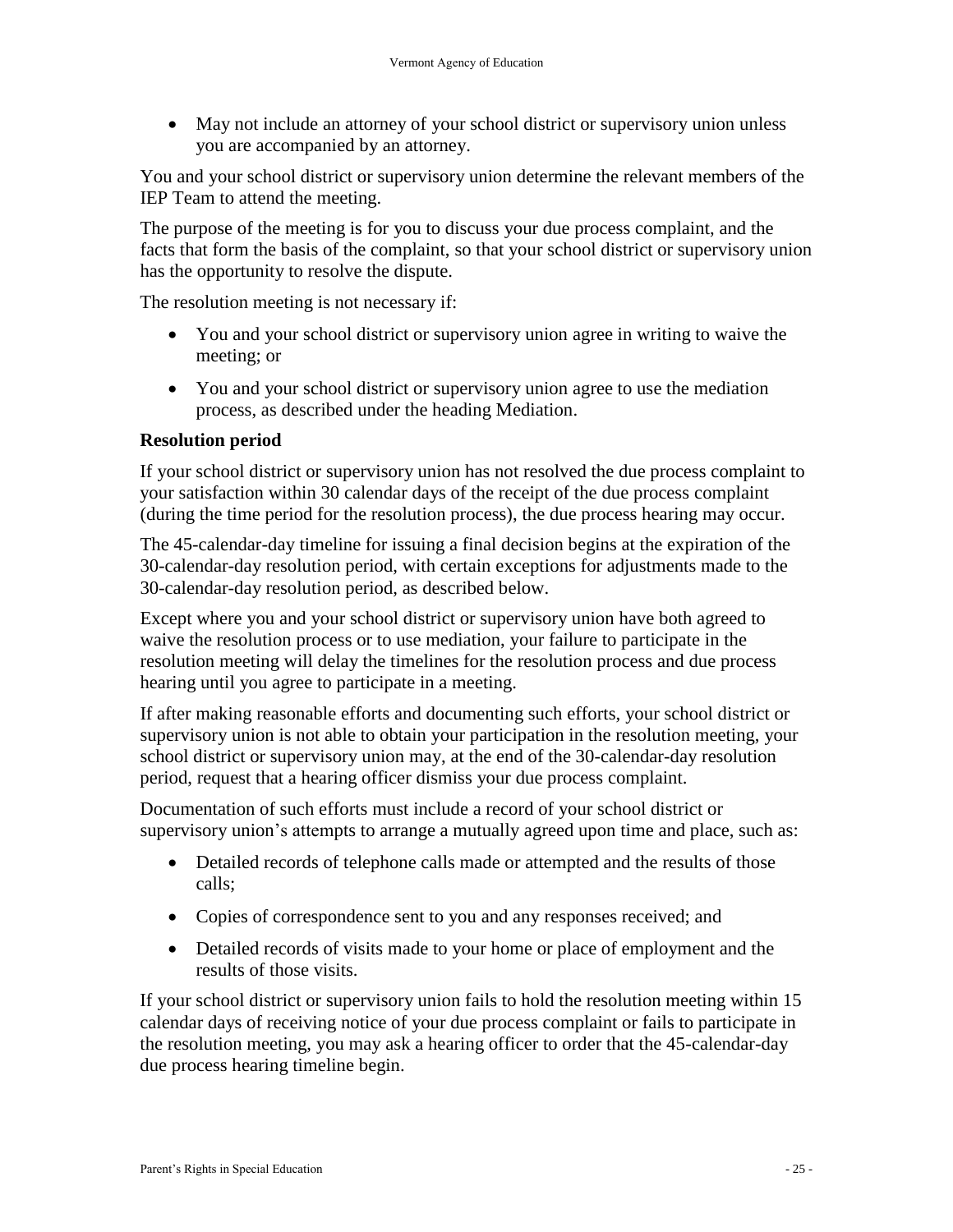- May not include an attorney of your school district or supervisory union unless you are accompanied by an attorney.

You and your school district or supervisory union determine the relevant members of the IEP Team to attend the meeting.

The purpose of the meeting is for you to discuss your due process complaint, and the facts that form the basis of the complaint, so that your school district or supervisory union has the opportunity to resolve the dispute.

The resolution meeting is not necessary if:

- You and your school district or supervisory union agree in writing to waive the meeting; or
- You and your school district or supervisory union agree to use the mediation process, as described under the heading Mediation.

**Resolution period**

If your school district or supervisory union has not resolved the due process complaint to your satisfaction within 30 calendar days of the receipt of the due process complaint (during the time period for the resolution process), the due process hearing may occur.

The 45-calendar-day timeline for issuing a final decision begins at the expiration of the 30-calendar-day resolution period, with certain exceptions for adjustments made to the 30-calendar-day resolution period, as described below.

Except where you and your school district or supervisory union have both agreed to waive the resolution process or to use mediation, your failure to participate in the resolution meeting will delay the timelines for the resolution process and due process hearing until you agree to participate in a meeting.

If after making reasonable efforts and documenting such efforts, your school district or supervisory union is not able to obtain your participation in the resolution meeting, your school district or supervisory union may, at the end of the 30-calendar-day resolution period, request that a hearing officer dismiss your due process complaint.

Documentation of such efforts must include a record of your school district or supervisory union's attempts to arrange a mutually agreed upon time and place, such as:

- Detailed records of telephone calls made or attempted and the results of those calls;
- Copies of correspondence sent to you and any responses received; and
- Detailed records of visits made to your home or place of employment and the results of those visits.

If your school district or supervisory union fails to hold the resolution meeting within 15 calendar days of receiving notice of your due process complaint or fails to participate in the resolution meeting, you may ask a hearing officer to order that the 45-calendar-day due process hearing timeline begin.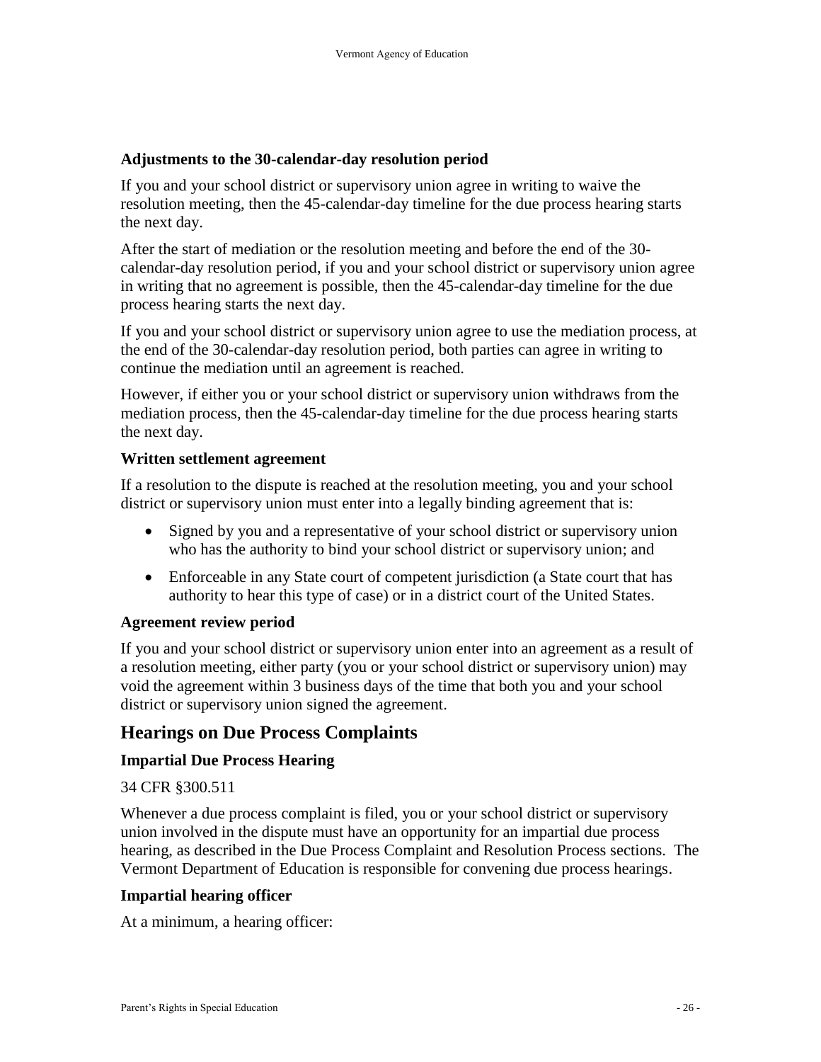### Adjustments to the 30-calendar-day resolution period

If you and your school district or supervisory union agree in writing to waive the resolution meeting, then the 45-calendar-day timeline for the due process hearing starts the next day.

After the start of mediation or the resolution meeting and before the end of the 30-calendar-day resolution period, if you and your school district or supervisory union agree in writing that no agreement is possible, then the 45-calendar-day timeline for the due process hearing starts the next day.

If you and your school district or supervisory union agree to use the mediation process, at the end of the 30-calendar-day resolution period, both parties can agree in writing to continue the mediation until an agreement is reached.

However, if either you or your school district or supervisory union withdraws from the mediation process, then the 45-calendar-day timeline for the due process hearing starts the next day.

### Written settlement agreement

If a resolution to the dispute is reached at the resolution meeting, you and your school district or supervisory union must enter into a legally binding agreement that is:

- Signed by you and a representative of your school district or supervisory union who has the authority to bind your school district or supervisory union; and
- Enforceable in any State court of competent jurisdiction (a State court that has authority to hear this type of case) or in a district court of the United States.

### Agreement review period

If you and your school district or supervisory union enter into an agreement as a result of a resolution meeting, either party (you or your school district or supervisory union) may void the agreement within 3 business days of the time that both you and your school district or supervisory union signed the agreement.

## Hearings on Due Process Complaints

### Impartial Due Process Hearing

34 CFR §300.511

Whenever a due process complaint is filed, you or your school district or supervisory union involved in the dispute must have an opportunity for an impartial due process hearing, as described in the Due Process Complaint and Resolution Process sections. The Vermont Department of Education is responsible for convening due process hearings.

### Impartial hearing officer

At a minimum, a hearing officer: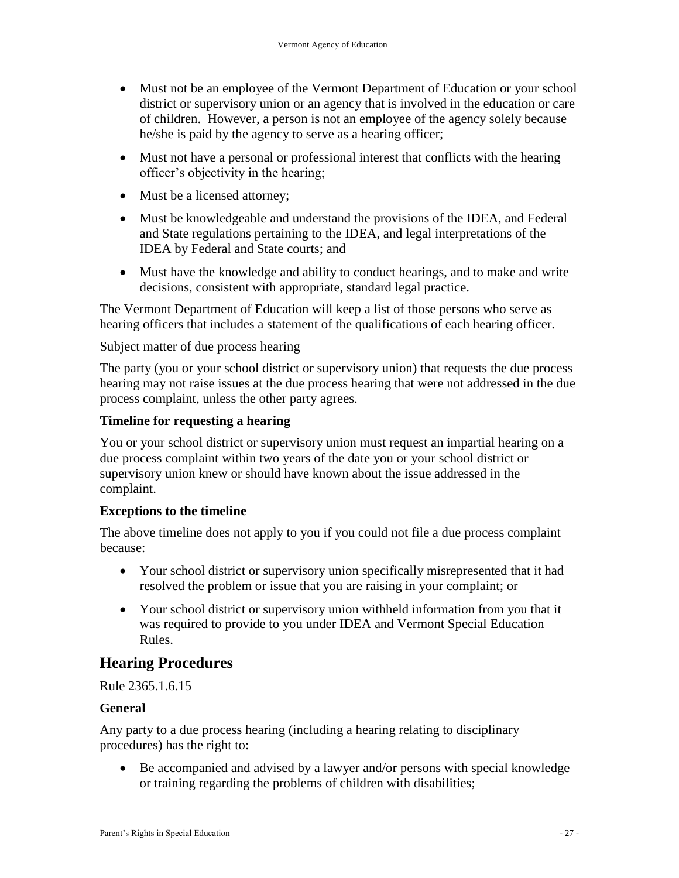- Must not be an employee of the Vermont Department of Education or your school district or supervisory union or an agency that is involved in the education or care of children. However, a person is not an employee of the agency solely because he/she is paid by the agency to serve as a hearing officer;
- Must not have a personal or professional interest that conflicts with the hearing officer's objectivity in the hearing;
- Must be a licensed attorney;
- Must be knowledgeable and understand the provisions of the IDEA, and Federal and State regulations pertaining to the IDEA, and legal interpretations of the IDEA by Federal and State courts; and
- Must have the knowledge and ability to conduct hearings, and to make and write decisions, consistent with appropriate, standard legal practice.

The Vermont Department of Education will keep a list of those persons who serve as hearing officers that includes a statement of the qualifications of each hearing officer.

Subject matter of due process hearing

The party (you or your school district or supervisory union) that requests the due process hearing may not raise issues at the due process hearing that were not addressed in the due process complaint, unless the other party agrees.

### Timeline for requesting a hearing

You or your school district or supervisory union must request an impartial hearing on a due process complaint within two years of the date you or your school district or supervisory union knew or should have known about the issue addressed in the complaint.

### Exceptions to the timeline

The above timeline does not apply to you if you could not file a due process complaint because:

- Your school district or supervisory union specifically misrepresented that it had resolved the problem or issue that you are raising in your complaint; or
- Your school district or supervisory union withheld information from you that it was required to provide to you under IDEA and Vermont Special Education Rules.

## Hearing Procedures

Rule 2365.1.6.15

### General

Any party to a due process hearing (including a hearing relating to disciplinary procedures) has the right to:

- Be accompanied and advised by a lawyer and/or persons with special knowledge or training regarding the problems of children with disabilities;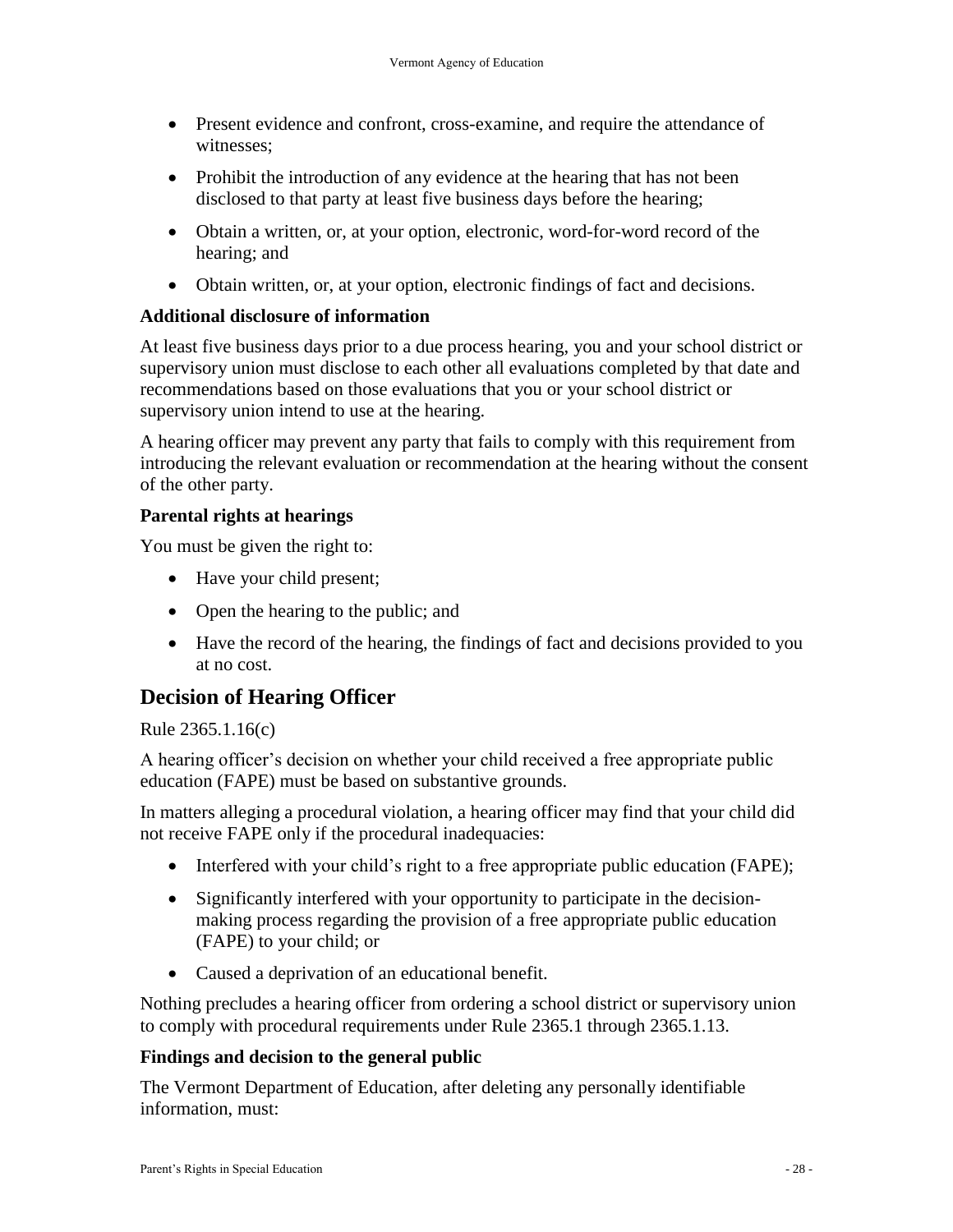- Present evidence and confront, cross-examine, and require the attendance of witnesses;
- Prohibit the introduction of any evidence at the hearing that has not been disclosed to that party at least five business days before the hearing;
- Obtain a written, or, at your option, electronic, word-for-word record of the hearing; and
- Obtain written, or, at your option, electronic findings of fact and decisions.

### Additional disclosure of information

At least five business days prior to a due process hearing, you and your school district or supervisory union must disclose to each other all evaluations completed by that date and recommendations based on those evaluations that you or your school district or supervisory union intend to use at the hearing.

A hearing officer may prevent any party that fails to comply with this requirement from introducing the relevant evaluation or recommendation at the hearing without the consent of the other party.

### Parental rights at hearings

You must be given the right to:

- Have your child present;
- Open the hearing to the public; and
- Have the record of the hearing, the findings of fact and decisions provided to you at no cost.

## Decision of Hearing Officer

Rule 2365.1.16(c)

A hearing officer's decision on whether your child received a free appropriate public education (FAPE) must be based on substantive grounds.

In matters alleging a procedural violation, a hearing officer may find that your child did not receive FAPE only if the procedural inadequacies:

- Interfered with your child's right to a free appropriate public education (FAPE);
- Significantly interfered with your opportunity to participate in the decision-making process regarding the provision of a free appropriate public education (FAPE) to your child; or
- Caused a deprivation of an educational benefit.

Nothing precludes a hearing officer from ordering a school district or supervisory union to comply with procedural requirements under Rule 2365.1 through 2365.1.13.

### Findings and decision to the general public

The Vermont Department of Education, after deleting any personally identifiable information, must: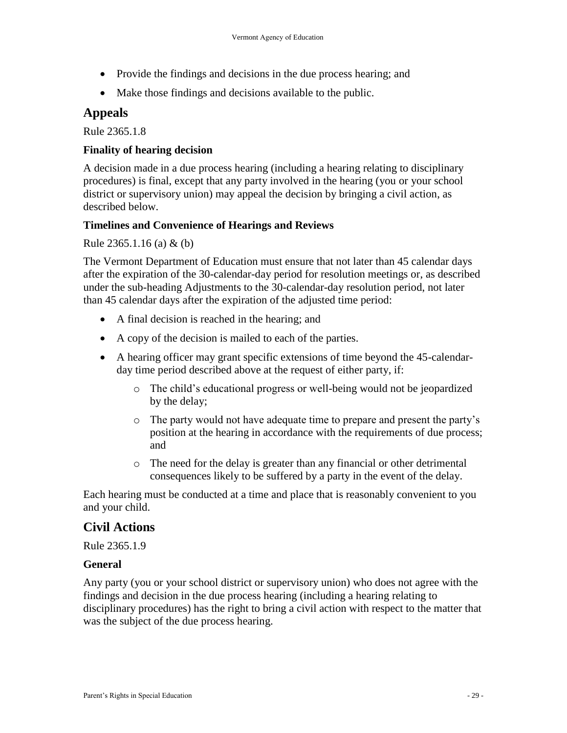- Provide the findings and decisions in the due process hearing; and
- Make those findings and decisions available to the public.

## Appeals

Rule 2365.1.8

### Finality of hearing decision

A decision made in a due process hearing (including a hearing relating to disciplinary procedures) is final, except that any party involved in the hearing (you or your school district or supervisory union) may appeal the decision by bringing a civil action, as described below.

### Timelines and Convenience of Hearings and Reviews

Rule 2365.1.16 (a) & (b)

The Vermont Department of Education must ensure that not later than 45 calendar days after the expiration of the 30-calendar-day period for resolution meetings or, as described under the sub-heading Adjustments to the 30-calendar-day resolution period, not later than 45 calendar days after the expiration of the adjusted time period:

- A final decision is reached in the hearing; and
- A copy of the decision is mailed to each of the parties.
- A hearing officer may grant specific extensions of time beyond the 45-calendar-day time period described above at the request of either party, if:
  - The child's educational progress or well-being would not be jeopardized by the delay;
  - The party would not have adequate time to prepare and present the party's position at the hearing in accordance with the requirements of due process; and
  - The need for the delay is greater than any financial or other detrimental consequences likely to be suffered by a party in the event of the delay.

Each hearing must be conducted at a time and place that is reasonably convenient to you and your child.

## Civil Actions

Rule 2365.1.9

### General

Any party (you or your school district or supervisory union) who does not agree with the findings and decision in the due process hearing (including a hearing relating to disciplinary procedures) has the right to bring a civil action with respect to the matter that was the subject of the due process hearing.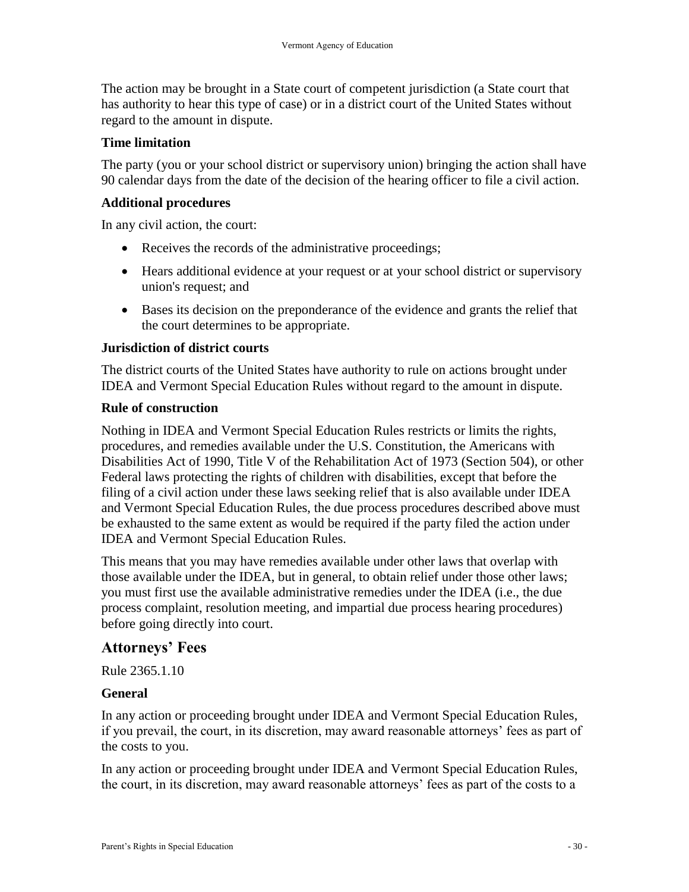The action may be brought in a State court of competent jurisdiction (a State court that has authority to hear this type of case) or in a district court of the United States without regard to the amount in dispute.

### Time limitation

The party (you or your school district or supervisory union) bringing the action shall have 90 calendar days from the date of the decision of the hearing officer to file a civil action.

### Additional procedures

In any civil action, the court:

- Receives the records of the administrative proceedings;
- Hears additional evidence at your request or at your school district or supervisory union's request; and
- Bases its decision on the preponderance of the evidence and grants the relief that the court determines to be appropriate.

### Jurisdiction of district courts

The district courts of the United States have authority to rule on actions brought under IDEA and Vermont Special Education Rules without regard to the amount in dispute.

### Rule of construction

Nothing in IDEA and Vermont Special Education Rules restricts or limits the rights, procedures, and remedies available under the U.S. Constitution, the Americans with Disabilities Act of 1990, Title V of the Rehabilitation Act of 1973 (Section 504), or other Federal laws protecting the rights of children with disabilities, except that before the filing of a civil action under these laws seeking relief that is also available under IDEA and Vermont Special Education Rules, the due process procedures described above must be exhausted to the same extent as would be required if the party filed the action under IDEA and Vermont Special Education Rules.

This means that you may have remedies available under other laws that overlap with those available under the IDEA, but in general, to obtain relief under those other laws; you must first use the available administrative remedies under the IDEA (i.e., the due process complaint, resolution meeting, and impartial due process hearing procedures) before going directly into court.

## Attorneys' Fees

Rule 2365.1.10

### General

In any action or proceeding brought under IDEA and Vermont Special Education Rules, if you prevail, the court, in its discretion, may award reasonable attorneys' fees as part of the costs to you.

In any action or proceeding brought under IDEA and Vermont Special Education Rules, the court, in its discretion, may award reasonable attorneys' fees as part of the costs to a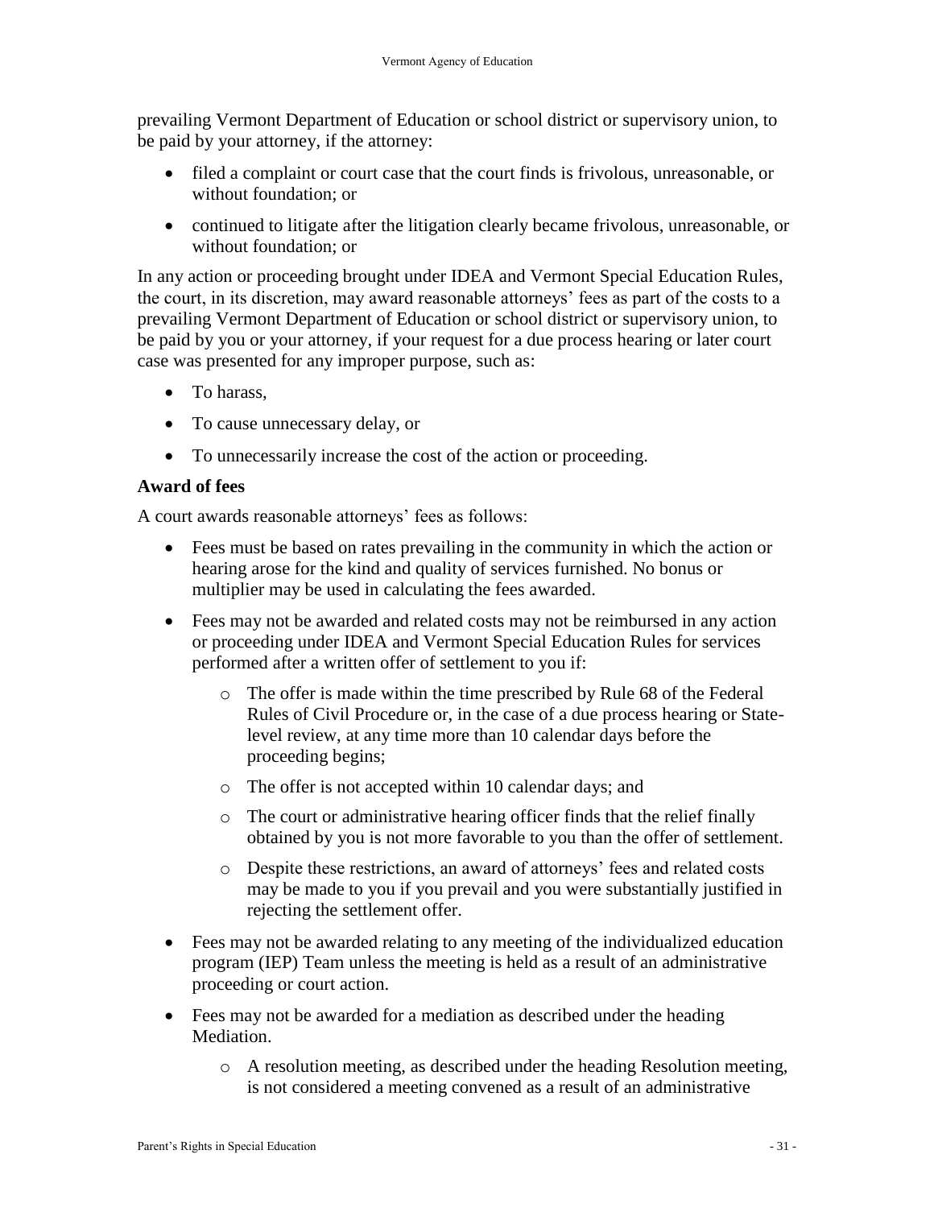prevailing Vermont Department of Education or school district or supervisory union, to be paid by your attorney, if the attorney:

- filed a complaint or court case that the court finds is frivolous, unreasonable, or without foundation; or
- continued to litigate after the litigation clearly became frivolous, unreasonable, or without foundation; or

In any action or proceeding brought under IDEA and Vermont Special Education Rules, the court, in its discretion, may award reasonable attorneys' fees as part of the costs to a prevailing Vermont Department of Education or school district or supervisory union, to be paid by you or your attorney, if your request for a due process hearing or later court case was presented for any improper purpose, such as:

- To harass,
- To cause unnecessary delay, or
- To unnecessarily increase the cost of the action or proceeding.

### Award of fees

A court awards reasonable attorneys' fees as follows:

- Fees must be based on rates prevailing in the community in which the action or hearing arose for the kind and quality of services furnished. No bonus or multiplier may be used in calculating the fees awarded.
- Fees may not be awarded and related costs may not be reimbursed in any action or proceeding under IDEA and Vermont Special Education Rules for services performed after a written offer of settlement to you if:
    - The offer is made within the time prescribed by Rule 68 of the Federal Rules of Civil Procedure or, in the case of a due process hearing or State-level review, at any time more than 10 calendar days before the proceeding begins;
    - The offer is not accepted within 10 calendar days; and
    - The court or administrative hearing officer finds that the relief finally obtained by you is not more favorable to you than the offer of settlement.
    - Despite these restrictions, an award of attorneys' fees and related costs may be made to you if you prevail and you were substantially justified in rejecting the settlement offer.
- Fees may not be awarded relating to any meeting of the individualized education program (IEP) Team unless the meeting is held as a result of an administrative proceeding or court action.
- Fees may not be awarded for a mediation as described under the heading Mediation.
    - A resolution meeting, as described under the heading Resolution meeting, is not considered a meeting convened as a result of an administrative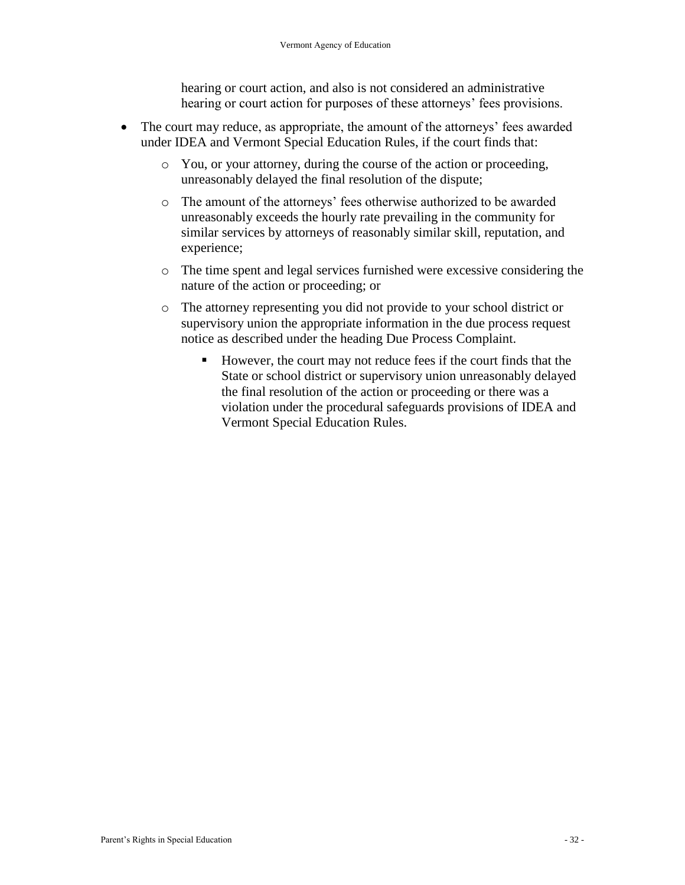hearing or court action, and also is not considered an administrative hearing or court action for purposes of these attorneys' fees provisions.

- The court may reduce, as appropriate, the amount of the attorneys' fees awarded under IDEA and Vermont Special Education Rules, if the court finds that:
  - You, or your attorney, during the course of the action or proceeding, unreasonably delayed the final resolution of the dispute;
  - The amount of the attorneys' fees otherwise authorized to be awarded unreasonably exceeds the hourly rate prevailing in the community for similar services by attorneys of reasonably similar skill, reputation, and experience;
  - The time spent and legal services furnished were excessive considering the nature of the action or proceeding; or
  - The attorney representing you did not provide to your school district or supervisory union the appropriate information in the due process request notice as described under the heading Due Process Complaint.
    - However, the court may not reduce fees if the court finds that the State or school district or supervisory union unreasonably delayed the final resolution of the action or proceeding or there was a violation under the procedural safeguards provisions of IDEA and Vermont Special Education Rules.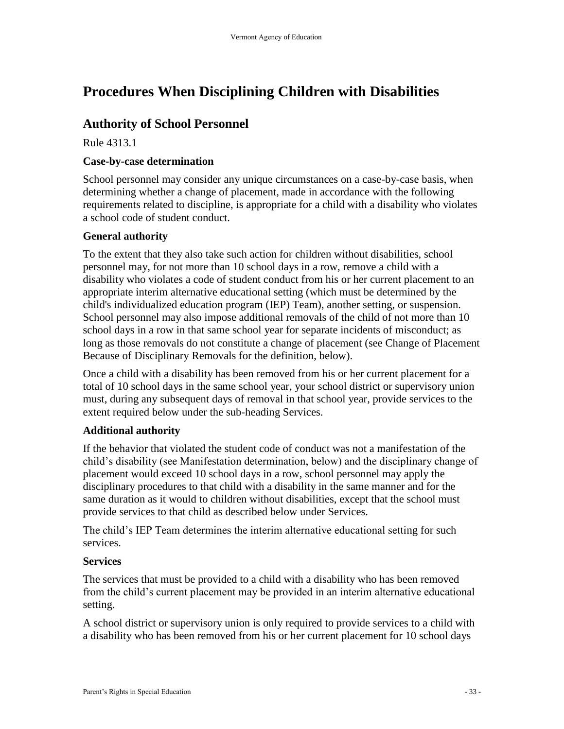# Procedures When Disciplining Children with Disabilities

## Authority of School Personnel

Rule 4313.1

### Case-by-case determination

School personnel may consider any unique circumstances on a case-by-case basis, when determining whether a change of placement, made in accordance with the following requirements related to discipline, is appropriate for a child with a disability who violates a school code of student conduct.

### General authority

To the extent that they also take such action for children without disabilities, school personnel may, for not more than 10 school days in a row, remove a child with a disability who violates a code of student conduct from his or her current placement to an appropriate interim alternative educational setting (which must be determined by the child's individualized education program (IEP) Team), another setting, or suspension. School personnel may also impose additional removals of the child of not more than 10 school days in a row in that same school year for separate incidents of misconduct; as long as those removals do not constitute a change of placement (see Change of Placement Because of Disciplinary Removals for the definition, below).

Once a child with a disability has been removed from his or her current placement for a total of 10 school days in the same school year, your school district or supervisory union must, during any subsequent days of removal in that school year, provide services to the extent required below under the sub-heading Services.

### Additional authority

If the behavior that violated the student code of conduct was not a manifestation of the child's disability (see Manifestation determination, below) and the disciplinary change of placement would exceed 10 school days in a row, school personnel may apply the disciplinary procedures to that child with a disability in the same manner and for the same duration as it would to children without disabilities, except that the school must provide services to that child as described below under Services.

The child's IEP Team determines the interim alternative educational setting for such services.

### Services

The services that must be provided to a child with a disability who has been removed from the child's current placement may be provided in an interim alternative educational setting.

A school district or supervisory union is only required to provide services to a child with a disability who has been removed from his or her current placement for 10 school days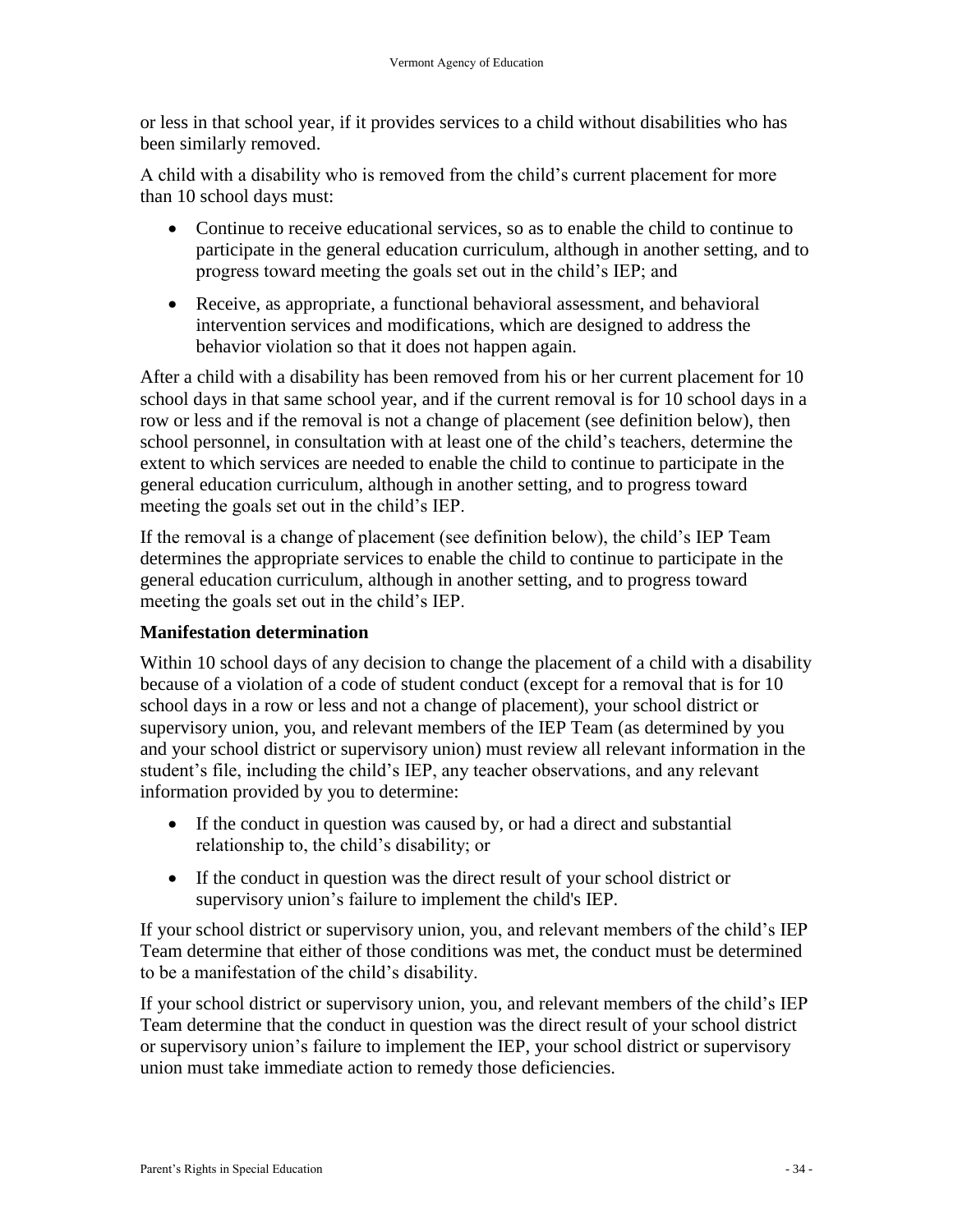or less in that school year, if it provides services to a child without disabilities who has been similarly removed.

A child with a disability who is removed from the child's current placement for more than 10 school days must:

- Continue to receive educational services, so as to enable the child to continue to participate in the general education curriculum, although in another setting, and to progress toward meeting the goals set out in the child's IEP; and
- Receive, as appropriate, a functional behavioral assessment, and behavioral intervention services and modifications, which are designed to address the behavior violation so that it does not happen again.

After a child with a disability has been removed from his or her current placement for 10 school days in that same school year, and if the current removal is for 10 school days in a row or less and if the removal is not a change of placement (see definition below), then school personnel, in consultation with at least one of the child's teachers, determine the extent to which services are needed to enable the child to continue to participate in the general education curriculum, although in another setting, and to progress toward meeting the goals set out in the child's IEP.

If the removal is a change of placement (see definition below), the child's IEP Team determines the appropriate services to enable the child to continue to participate in the general education curriculum, although in another setting, and to progress toward meeting the goals set out in the child's IEP.

### Manifestation determination

Within 10 school days of any decision to change the placement of a child with a disability because of a violation of a code of student conduct (except for a removal that is for 10 school days in a row or less and not a change of placement), your school district or supervisory union, you, and relevant members of the IEP Team (as determined by you and your school district or supervisory union) must review all relevant information in the student's file, including the child's IEP, any teacher observations, and any relevant information provided by you to determine:

- If the conduct in question was caused by, or had a direct and substantial relationship to, the child's disability; or
- If the conduct in question was the direct result of your school district or supervisory union's failure to implement the child's IEP.

If your school district or supervisory union, you, and relevant members of the child's IEP Team determine that either of those conditions was met, the conduct must be determined to be a manifestation of the child's disability.

If your school district or supervisory union, you, and relevant members of the child's IEP Team determine that the conduct in question was the direct result of your school district or supervisory union's failure to implement the IEP, your school district or supervisory union must take immediate action to remedy those deficiencies.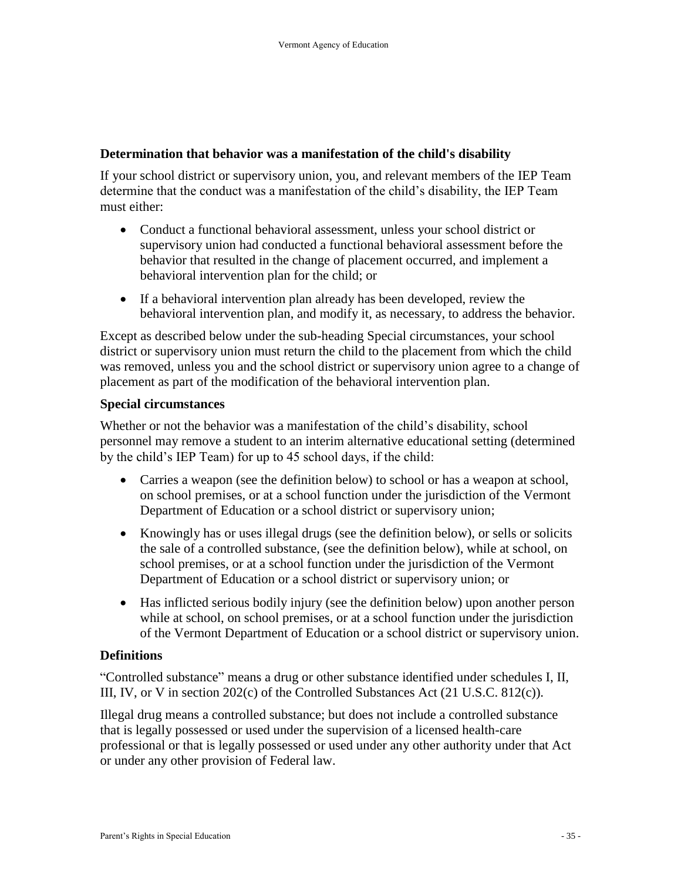### Determination that behavior was a manifestation of the child's disability

If your school district or supervisory union, you, and relevant members of the IEP Team determine that the conduct was a manifestation of the child's disability, the IEP Team must either:

- Conduct a functional behavioral assessment, unless your school district or supervisory union had conducted a functional behavioral assessment before the behavior that resulted in the change of placement occurred, and implement a behavioral intervention plan for the child; or
- If a behavioral intervention plan already has been developed, review the behavioral intervention plan, and modify it, as necessary, to address the behavior.

Except as described below under the sub-heading Special circumstances, your school district or supervisory union must return the child to the placement from which the child was removed, unless you and the school district or supervisory union agree to a change of placement as part of the modification of the behavioral intervention plan.

### Special circumstances

Whether or not the behavior was a manifestation of the child's disability, school personnel may remove a student to an interim alternative educational setting (determined by the child's IEP Team) for up to 45 school days, if the child:

- Carries a weapon (see the definition below) to school or has a weapon at school, on school premises, or at a school function under the jurisdiction of the Vermont Department of Education or a school district or supervisory union;
- Knowingly has or uses illegal drugs (see the definition below), or sells or solicits the sale of a controlled substance, (see the definition below), while at school, on school premises, or at a school function under the jurisdiction of the Vermont Department of Education or a school district or supervisory union; or
- Has inflicted serious bodily injury (see the definition below) upon another person while at school, on school premises, or at a school function under the jurisdiction of the Vermont Department of Education or a school district or supervisory union.

### Definitions

"Controlled substance" means a drug or other substance identified under schedules I, II, III, IV, or V in section 202(c) of the Controlled Substances Act (21 U.S.C. 812(c)).

Illegal drug means a controlled substance; but does not include a controlled substance that is legally possessed or used under the supervision of a licensed health-care professional or that is legally possessed or used under any other authority under that Act or under any other provision of Federal law.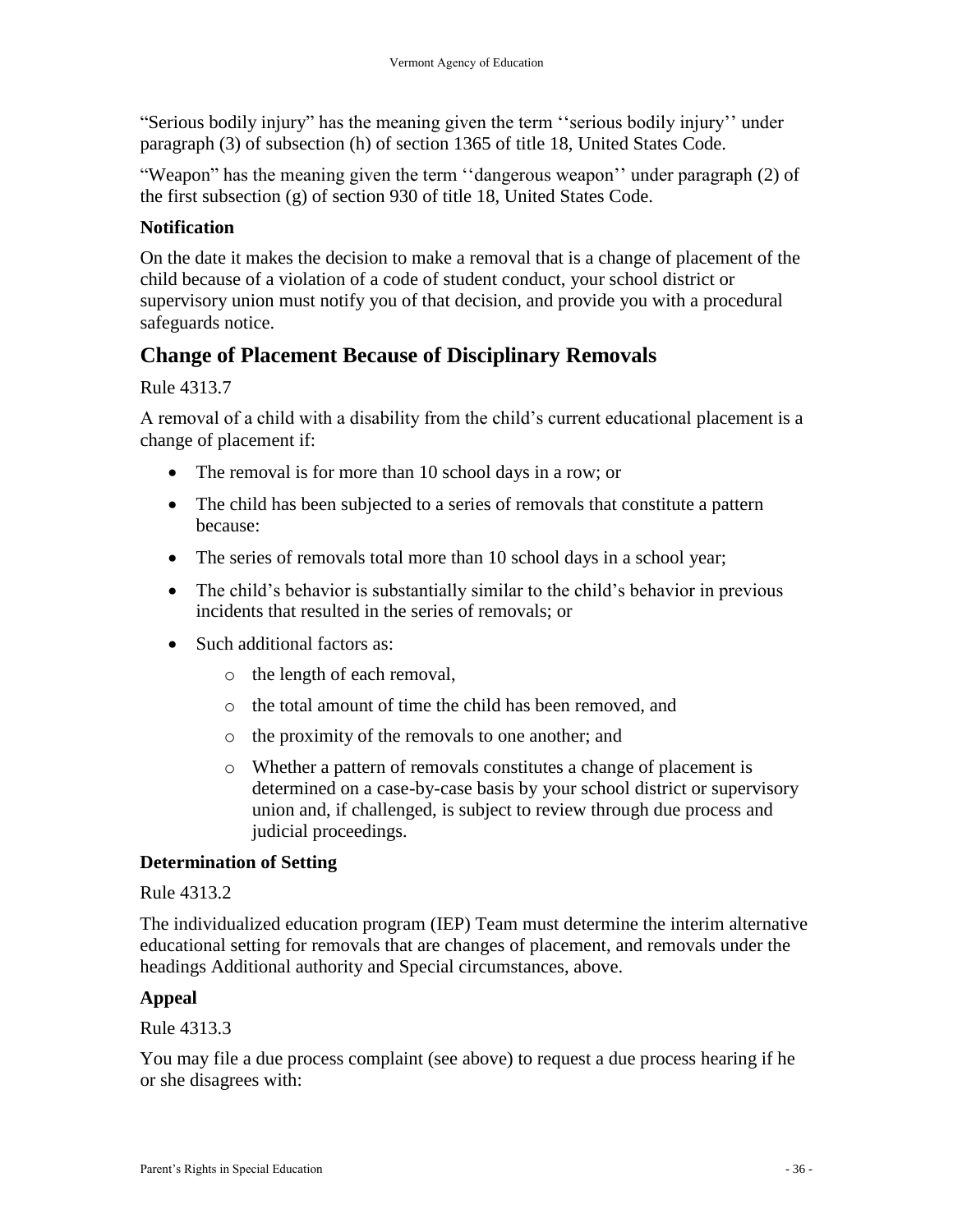"Serious bodily injury" has the meaning given the term ''serious bodily injury'' under paragraph (3) of subsection (h) of section 1365 of title 18, United States Code.

"Weapon" has the meaning given the term ''dangerous weapon'' under paragraph (2) of the first subsection (g) of section 930 of title 18, United States Code.

### Notification

On the date it makes the decision to make a removal that is a change of placement of the child because of a violation of a code of student conduct, your school district or supervisory union must notify you of that decision, and provide you with a procedural safeguards notice.

## Change of Placement Because of Disciplinary Removals

Rule 4313.7

A removal of a child with a disability from the child's current educational placement is a change of placement if:

- The removal is for more than 10 school days in a row; or
- The child has been subjected to a series of removals that constitute a pattern because:
- The series of removals total more than 10 school days in a school year;
- The child's behavior is substantially similar to the child's behavior in previous incidents that resulted in the series of removals; or
- Such additional factors as:
    - the length of each removal,
    - the total amount of time the child has been removed, and
    - the proximity of the removals to one another; and
    - Whether a pattern of removals constitutes a change of placement is determined on a case-by-case basis by your school district or supervisory union and, if challenged, is subject to review through due process and judicial proceedings.

### Determination of Setting

Rule 4313.2

The individualized education program (IEP) Team must determine the interim alternative educational setting for removals that are changes of placement, and removals under the headings Additional authority and Special circumstances, above.

### Appeal

Rule 4313.3

You may file a due process complaint (see above) to request a due process hearing if he or she disagrees with: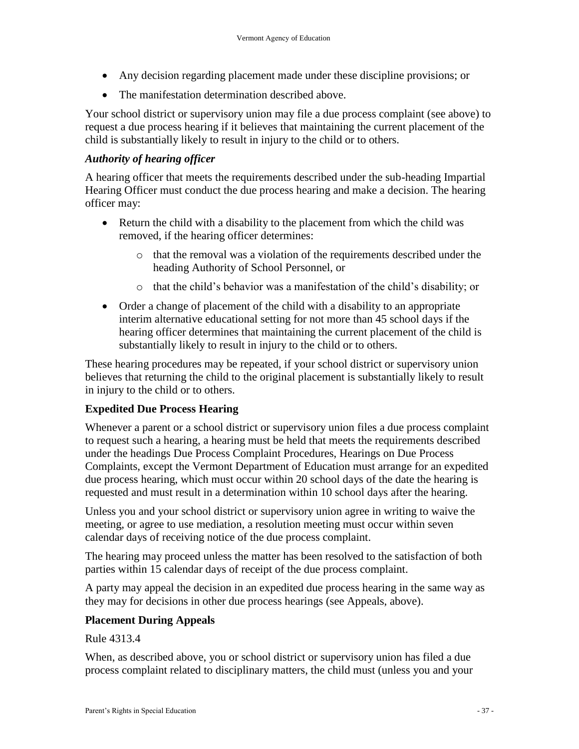- Any decision regarding placement made under these discipline provisions; or
- The manifestation determination described above.

Your school district or supervisory union may file a due process complaint (see above) to request a due process hearing if it believes that maintaining the current placement of the child is substantially likely to result in injury to the child or to others.

### *Authority of hearing officer*

A hearing officer that meets the requirements described under the sub-heading Impartial Hearing Officer must conduct the due process hearing and make a decision. The hearing officer may:

- Return the child with a disability to the placement from which the child was removed, if the hearing officer determines:
  - that the removal was a violation of the requirements described under the heading Authority of School Personnel, or
  - that the child's behavior was a manifestation of the child's disability; or
- Order a change of placement of the child with a disability to an appropriate interim alternative educational setting for not more than 45 school days if the hearing officer determines that maintaining the current placement of the child is substantially likely to result in injury to the child or to others.

These hearing procedures may be repeated, if your school district or supervisory union believes that returning the child to the original placement is substantially likely to result in injury to the child or to others.

### **Expedited Due Process Hearing**

Whenever a parent or a school district or supervisory union files a due process complaint to request such a hearing, a hearing must be held that meets the requirements described under the headings Due Process Complaint Procedures, Hearings on Due Process Complaints, except the Vermont Department of Education must arrange for an expedited due process hearing, which must occur within 20 school days of the date the hearing is requested and must result in a determination within 10 school days after the hearing.

Unless you and your school district or supervisory union agree in writing to waive the meeting, or agree to use mediation, a resolution meeting must occur within seven calendar days of receiving notice of the due process complaint.

The hearing may proceed unless the matter has been resolved to the satisfaction of both parties within 15 calendar days of receipt of the due process complaint.

A party may appeal the decision in an expedited due process hearing in the same way as they may for decisions in other due process hearings (see Appeals, above).

### **Placement During Appeals**

Rule 4313.4

When, as described above, you or school district or supervisory union has filed a due process complaint related to disciplinary matters, the child must (unless you and your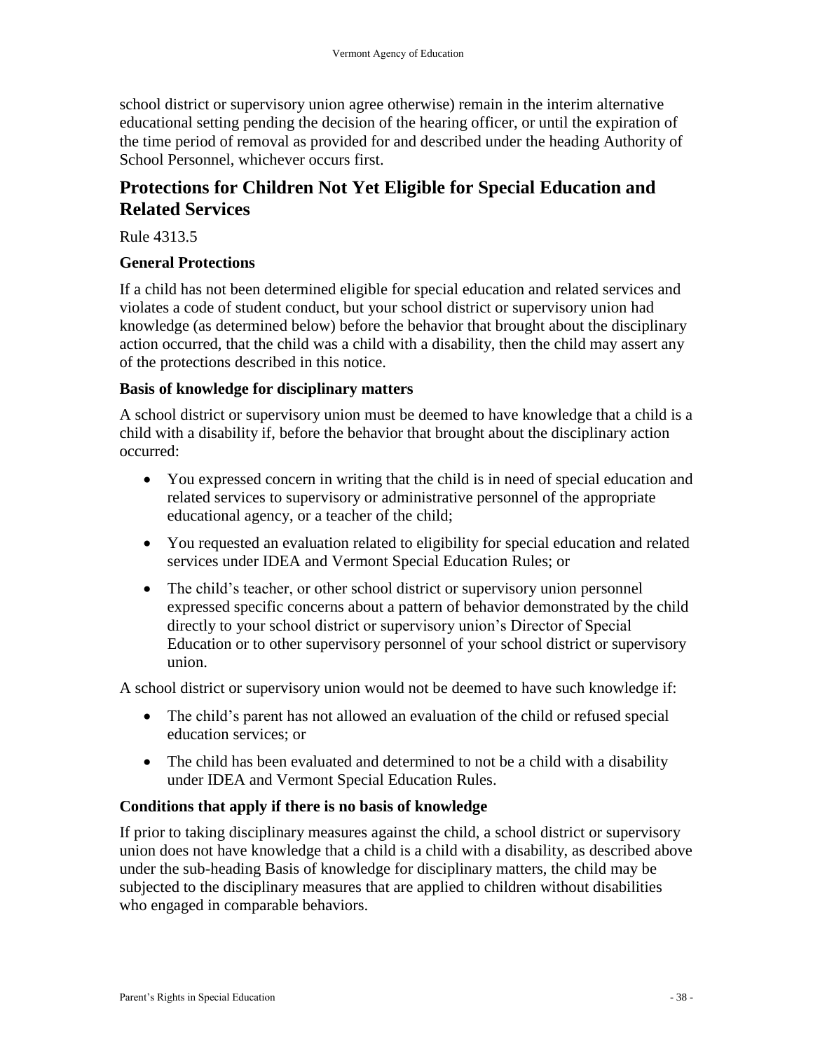school district or supervisory union agree otherwise) remain in the interim alternative educational setting pending the decision of the hearing officer, or until the expiration of the time period of removal as provided for and described under the heading Authority of School Personnel, whichever occurs first.

## Protections for Children Not Yet Eligible for Special Education and Related Services

Rule 4313.5

### General Protections

If a child has not been determined eligible for special education and related services and violates a code of student conduct, but your school district or supervisory union had knowledge (as determined below) before the behavior that brought about the disciplinary action occurred, that the child was a child with a disability, then the child may assert any of the protections described in this notice.

### Basis of knowledge for disciplinary matters

A school district or supervisory union must be deemed to have knowledge that a child is a child with a disability if, before the behavior that brought about the disciplinary action occurred:

- You expressed concern in writing that the child is in need of special education and related services to supervisory or administrative personnel of the appropriate educational agency, or a teacher of the child;
- You requested an evaluation related to eligibility for special education and related services under IDEA and Vermont Special Education Rules; or
- The child's teacher, or other school district or supervisory union personnel expressed specific concerns about a pattern of behavior demonstrated by the child directly to your school district or supervisory union's Director of Special Education or to other supervisory personnel of your school district or supervisory union.

A school district or supervisory union would not be deemed to have such knowledge if:

- The child's parent has not allowed an evaluation of the child or refused special education services; or
- The child has been evaluated and determined to not be a child with a disability under IDEA and Vermont Special Education Rules.

### Conditions that apply if there is no basis of knowledge

If prior to taking disciplinary measures against the child, a school district or supervisory union does not have knowledge that a child is a child with a disability, as described above under the sub-heading Basis of knowledge for disciplinary matters, the child may be subjected to the disciplinary measures that are applied to children without disabilities who engaged in comparable behaviors.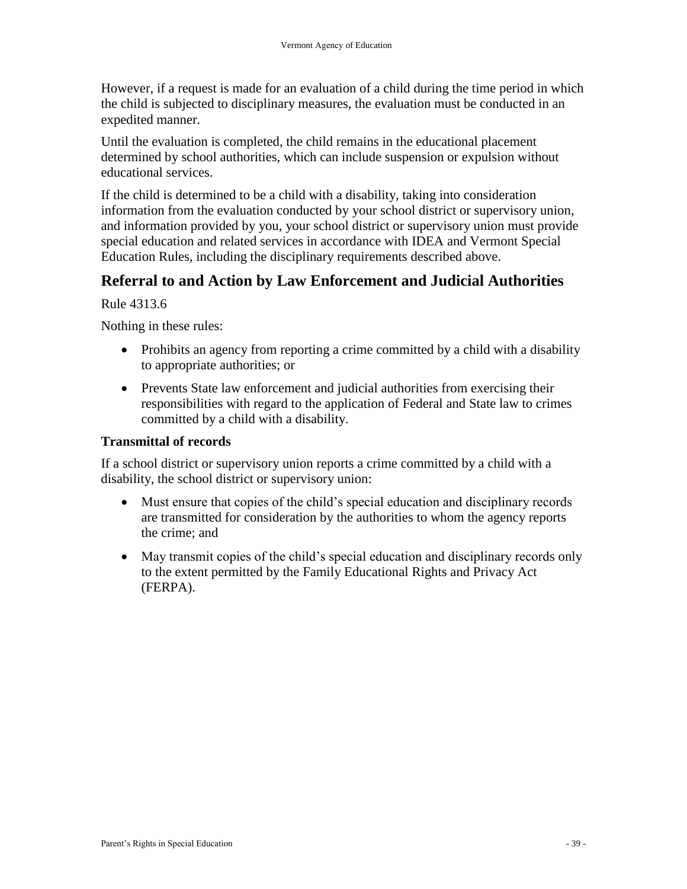However, if a request is made for an evaluation of a child during the time period in which the child is subjected to disciplinary measures, the evaluation must be conducted in an expedited manner.

Until the evaluation is completed, the child remains in the educational placement determined by school authorities, which can include suspension or expulsion without educational services.

If the child is determined to be a child with a disability, taking into consideration information from the evaluation conducted by your school district or supervisory union, and information provided by you, your school district or supervisory union must provide special education and related services in accordance with IDEA and Vermont Special Education Rules, including the disciplinary requirements described above.

## Referral to and Action by Law Enforcement and Judicial Authorities

Rule 4313.6

Nothing in these rules:

- Prohibits an agency from reporting a crime committed by a child with a disability to appropriate authorities; or
- Prevents State law enforcement and judicial authorities from exercising their responsibilities with regard to the application of Federal and State law to crimes committed by a child with a disability.

### Transmittal of records

If a school district or supervisory union reports a crime committed by a child with a disability, the school district or supervisory union:

- Must ensure that copies of the child's special education and disciplinary records are transmitted for consideration by the authorities to whom the agency reports the crime; and
- May transmit copies of the child's special education and disciplinary records only to the extent permitted by the Family Educational Rights and Privacy Act (FERPA).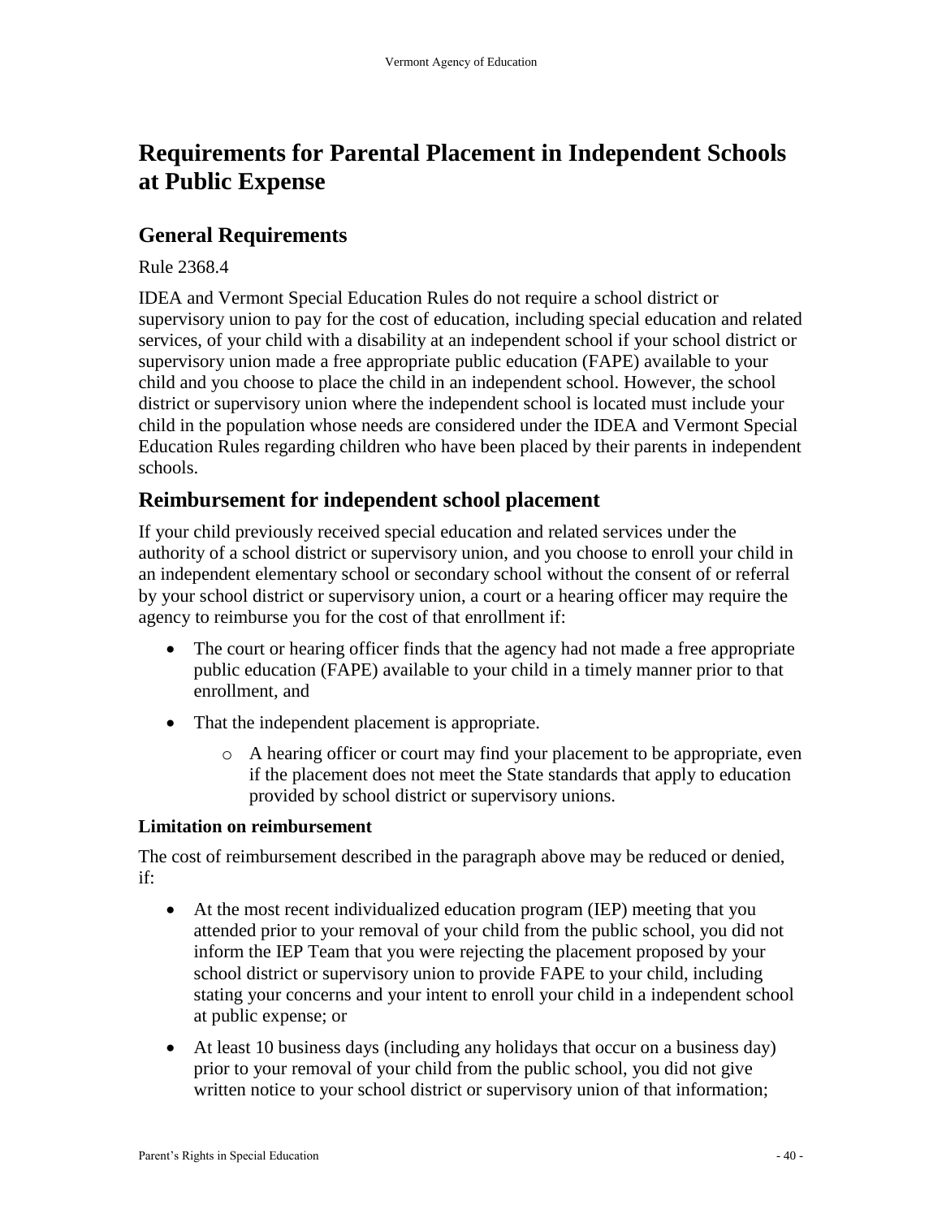# Requirements for Parental Placement in Independent Schools at Public Expense

## General Requirements

Rule 2368.4

IDEA and Vermont Special Education Rules do not require a school district or supervisory union to pay for the cost of education, including special education and related services, of your child with a disability at an independent school if your school district or supervisory union made a free appropriate public education (FAPE) available to your child and you choose to place the child in an independent school. However, the school district or supervisory union where the independent school is located must include your child in the population whose needs are considered under the IDEA and Vermont Special Education Rules regarding children who have been placed by their parents in independent schools.

## Reimbursement for independent school placement

If your child previously received special education and related services under the authority of a school district or supervisory union, and you choose to enroll your child in an independent elementary school or secondary school without the consent of or referral by your school district or supervisory union, a court or a hearing officer may require the agency to reimburse you for the cost of that enrollment if:

- The court or hearing officer finds that the agency had not made a free appropriate public education (FAPE) available to your child in a timely manner prior to that enrollment, and
- That the independent placement is appropriate.
  - A hearing officer or court may find your placement to be appropriate, even if the placement does not meet the State standards that apply to education provided by school district or supervisory unions.

**Limitation on reimbursement**

The cost of reimbursement described in the paragraph above may be reduced or denied, if:

- At the most recent individualized education program (IEP) meeting that you attended prior to your removal of your child from the public school, you did not inform the IEP Team that you were rejecting the placement proposed by your school district or supervisory union to provide FAPE to your child, including stating your concerns and your intent to enroll your child in a independent school at public expense; or
- At least 10 business days (including any holidays that occur on a business day) prior to your removal of your child from the public school, you did not give written notice to your school district or supervisory union of that information;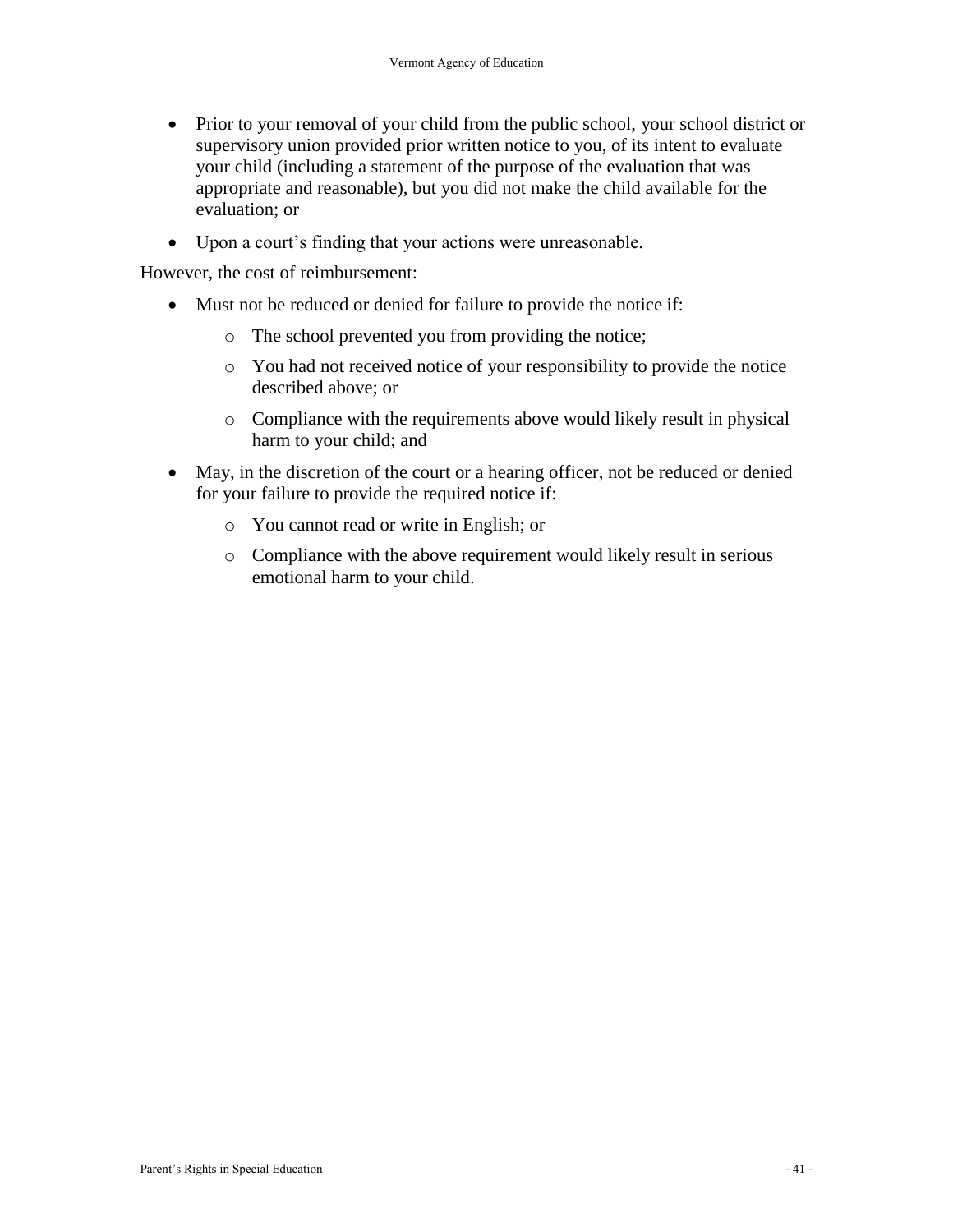- Prior to your removal of your child from the public school, your school district or supervisory union provided prior written notice to you, of its intent to evaluate your child (including a statement of the purpose of the evaluation that was appropriate and reasonable), but you did not make the child available for the evaluation; or
- Upon a court's finding that your actions were unreasonable.

However, the cost of reimbursement:

- Must not be reduced or denied for failure to provide the notice if:
  - The school prevented you from providing the notice;
  - You had not received notice of your responsibility to provide the notice described above; or
  - Compliance with the requirements above would likely result in physical harm to your child; and
- May, in the discretion of the court or a hearing officer, not be reduced or denied for your failure to provide the required notice if:
  - You cannot read or write in English; or
  - Compliance with the above requirement would likely result in serious emotional harm to your child.